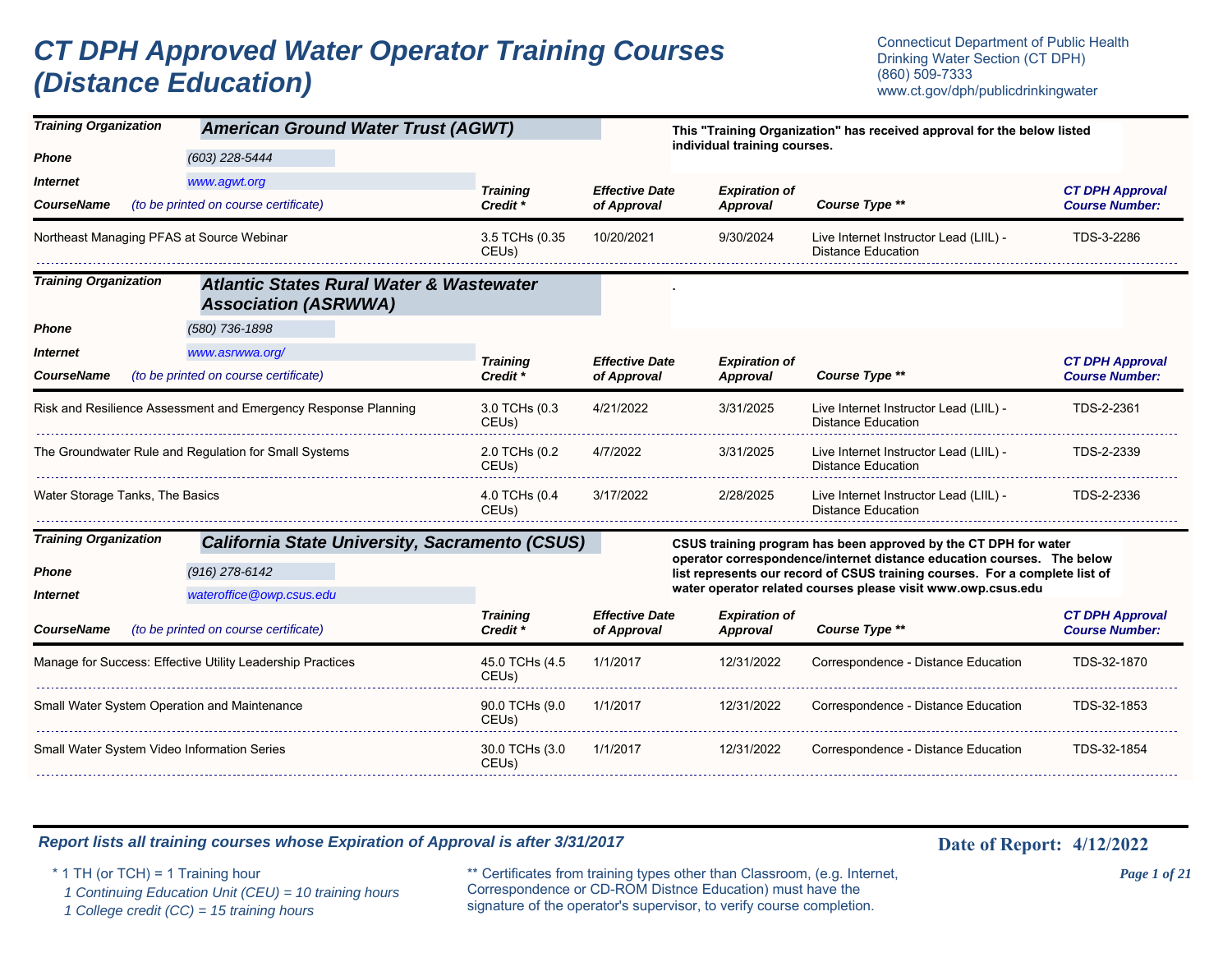# CT DPH Approved Water Operator Training Courses (Distance Education)

Connecticut Department of Public Health
Drinking Water Section (CT DPH)
(860) 509-7333
www.ct.gov/dph/publicdrinkingwater

---

**Training Organization:** ***American Ground Water Trust (AGWT)***

**Phone:** (603) 228-5444

**Internet:** www.agwt.org

**This "Training Organization" has received approval for the below listed individual training courses.**

| CourseName (to be printed on course certificate) | Training Credit * | Effective Date of Approval | Expiration of Approval | Course Type ** | CT DPH Approval Course Number: |
|---|---|---|---|---|---|
| Northeast Managing PFAS at Source Webinar | 3.5 TCHs (0.35 CEUs) | 10/20/2021 | 9/30/2024 | Live Internet Instructor Lead (LIIL) - Distance Education | TDS-3-2286 |

---

**Training Organization:** ***Atlantic States Rural Water & Wastewater Association (ASRWWA)***

**Phone:** (580) 736-1898

**Internet:** www.asrwwa.org/

.

| CourseName (to be printed on course certificate) | Training Credit * | Effective Date of Approval | Expiration of Approval | Course Type ** | CT DPH Approval Course Number: |
|---|---|---|---|---|---|
| Risk and Resilience Assessment and Emergency Response Planning | 3.0 TCHs (0.3 CEUs) | 4/21/2022 | 3/31/2025 | Live Internet Instructor Lead (LIIL) - Distance Education | TDS-2-2361 |
| The Groundwater Rule and Regulation for Small Systems | 2.0 TCHs (0.2 CEUs) | 4/7/2022 | 3/31/2025 | Live Internet Instructor Lead (LIIL) - Distance Education | TDS-2-2339 |
| Water Storage Tanks, The Basics | 4.0 TCHs (0.4 CEUs) | 3/17/2022 | 2/28/2025 | Live Internet Instructor Lead (LIIL) - Distance Education | TDS-2-2336 |

---

**Training Organization:** ***California State University, Sacramento (CSUS)***

**Phone:** (916) 278-6142

**Internet:** wateroffice@owp.csus.edu

**CSUS training program has been approved by the CT DPH for water operator correspondence/internet distance education courses. The below list represents our record of CSUS training courses. For a complete list of water operator related courses please visit www.owp.csus.edu**

| CourseName (to be printed on course certificate) | Training Credit * | Effective Date of Approval | Expiration of Approval | Course Type ** | CT DPH Approval Course Number: |
|---|---|---|---|---|---|
| Manage for Success: Effective Utility Leadership Practices | 45.0 TCHs (4.5 CEUs) | 1/1/2017 | 12/31/2022 | Correspondence - Distance Education | TDS-32-1870 |
| Small Water System Operation and Maintenance | 90.0 TCHs (9.0 CEUs) | 1/1/2017 | 12/31/2022 | Correspondence - Distance Education | TDS-32-1853 |
| Small Water System Video Information Series | 30.0 TCHs (3.0 CEUs) | 1/1/2017 | 12/31/2022 | Correspondence - Distance Education | TDS-32-1854 |

---

***Report lists all training courses whose Expiration of Approval is after 3/31/2017***

**Date of Report: 4/12/2022**

\* 1 TH (or TCH) = 1 Training hour
*1 Continuing Education Unit (CEU) = 10 training hours*
*1 College credit (CC) = 15 training hours*

** Certificates from training types other than Classroom, (e.g. Internet, Correspondence or CD-ROM Distnce Education) must have the signature of the operator's supervisor, to verify course completion.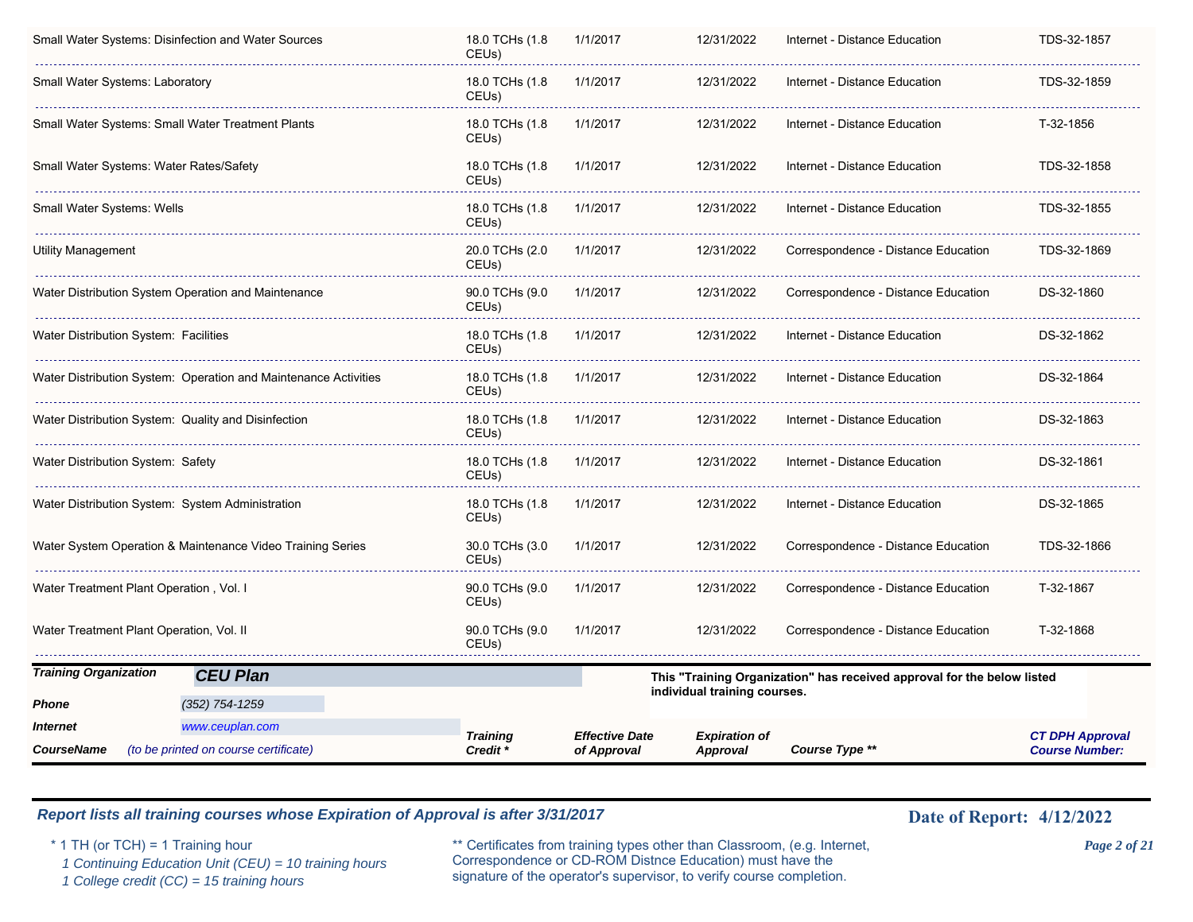| CourseName (to be printed on course certificate) | Training Credit * | Effective Date of Approval | Expiration of Approval | Course Type ** | CT DPH Approval Course Number: |
|---|---|---|---|---|---|
| Small Water Systems: Disinfection and Water Sources | 18.0 TCHs (1.8 CEUs) | 1/1/2017 | 12/31/2022 | Internet - Distance Education | TDS-32-1857 |
| Small Water Systems: Laboratory | 18.0 TCHs (1.8 CEUs) | 1/1/2017 | 12/31/2022 | Internet - Distance Education | TDS-32-1859 |
| Small Water Systems: Small Water Treatment Plants | 18.0 TCHs (1.8 CEUs) | 1/1/2017 | 12/31/2022 | Internet - Distance Education | T-32-1856 |
| Small Water Systems: Water Rates/Safety | 18.0 TCHs (1.8 CEUs) | 1/1/2017 | 12/31/2022 | Internet - Distance Education | TDS-32-1858 |
| Small Water Systems: Wells | 18.0 TCHs (1.8 CEUs) | 1/1/2017 | 12/31/2022 | Internet - Distance Education | TDS-32-1855 |
| Utility Management | 20.0 TCHs (2.0 CEUs) | 1/1/2017 | 12/31/2022 | Correspondence - Distance Education | TDS-32-1869 |
| Water Distribution System Operation and Maintenance | 90.0 TCHs (9.0 CEUs) | 1/1/2017 | 12/31/2022 | Correspondence - Distance Education | DS-32-1860 |
| Water Distribution System: Facilities | 18.0 TCHs (1.8 CEUs) | 1/1/2017 | 12/31/2022 | Internet - Distance Education | DS-32-1862 |
| Water Distribution System: Operation and Maintenance Activities | 18.0 TCHs (1.8 CEUs) | 1/1/2017 | 12/31/2022 | Internet - Distance Education | DS-32-1864 |
| Water Distribution System: Quality and Disinfection | 18.0 TCHs (1.8 CEUs) | 1/1/2017 | 12/31/2022 | Internet - Distance Education | DS-32-1863 |
| Water Distribution System: Safety | 18.0 TCHs (1.8 CEUs) | 1/1/2017 | 12/31/2022 | Internet - Distance Education | DS-32-1861 |
| Water Distribution System: System Administration | 18.0 TCHs (1.8 CEUs) | 1/1/2017 | 12/31/2022 | Internet - Distance Education | DS-32-1865 |
| Water System Operation & Maintenance Video Training Series | 30.0 TCHs (3.0 CEUs) | 1/1/2017 | 12/31/2022 | Correspondence - Distance Education | TDS-32-1866 |
| Water Treatment Plant Operation , Vol. I | 90.0 TCHs (9.0 CEUs) | 1/1/2017 | 12/31/2022 | Correspondence - Distance Education | T-32-1867 |
| Water Treatment Plant Operation, Vol. II | 90.0 TCHs (9.0 CEUs) | 1/1/2017 | 12/31/2022 | Correspondence - Distance Education | T-32-1868 |

**Training Organization** ***CEU Plan***

**Phone** *(352) 754-1259*

**Internet** *www.ceuplan.com*

**This "Training Organization" has received approval for the below listed individual training courses.**

| CourseName *(to be printed on course certificate)* | Training Credit * | Effective Date of Approval | Expiration of Approval | Course Type ** | CT DPH Approval Course Number: |
|---|---|---|---|---|---|

***Report lists all training courses whose Expiration of Approval is after 3/31/2017***

**Date of Report: 4/12/2022**

\* 1 TH (or TCH) = 1 Training hour
*1 Continuing Education Unit (CEU) = 10 training hours*
*1 College credit (CC) = 15 training hours*

** Certificates from training types other than Classroom, (e.g. Internet, Correspondence or CD-ROM Distnce Education) must have the signature of the operator's supervisor, to verify course completion.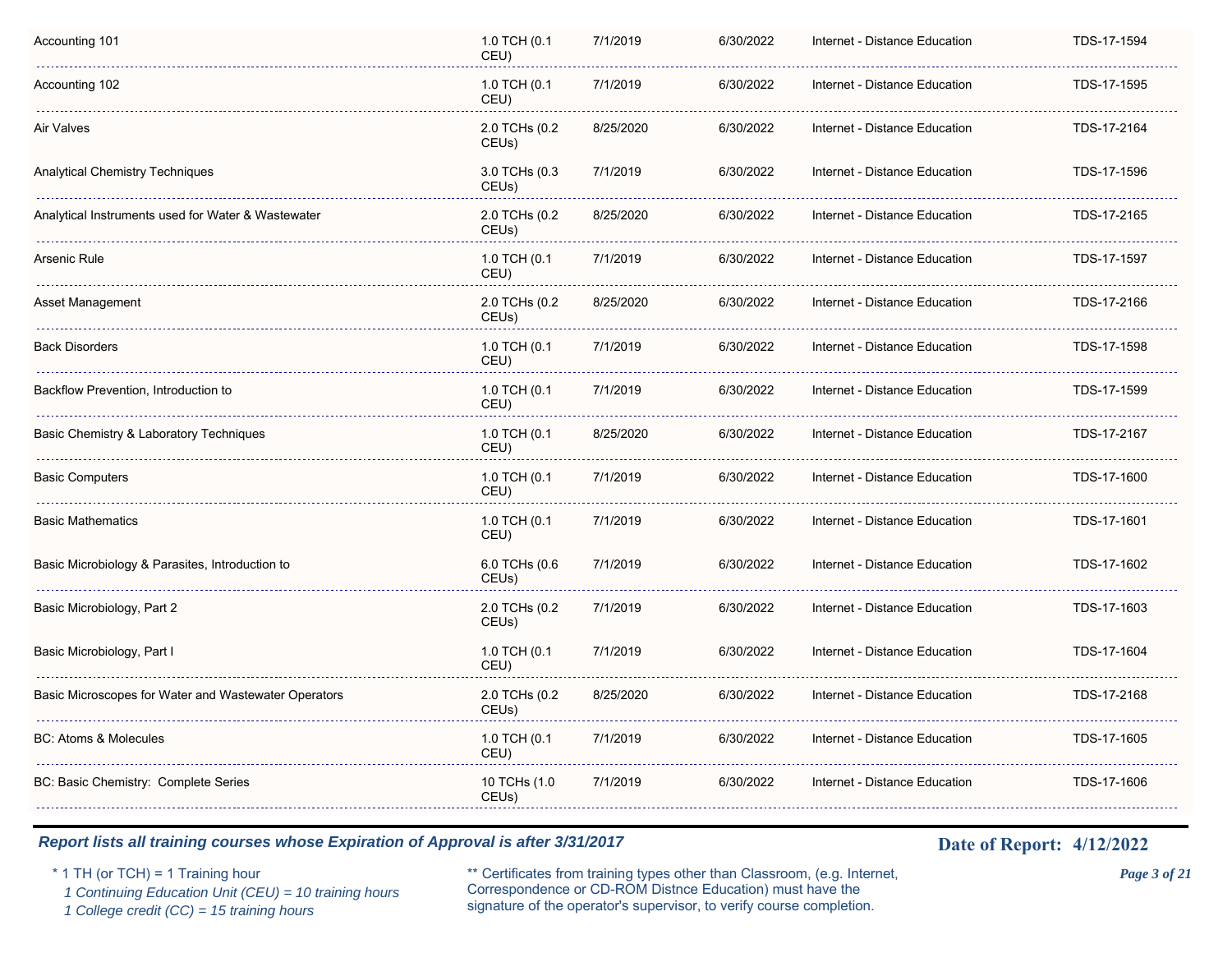| | | | | | |
|---|---|---|---|---|---|
| Accounting 101 | 1.0 TCH (0.1 CEU) | 7/1/2019 | 6/30/2022 | Internet - Distance Education | TDS-17-1594 |
| Accounting 102 | 1.0 TCH (0.1 CEU) | 7/1/2019 | 6/30/2022 | Internet - Distance Education | TDS-17-1595 |
| Air Valves | 2.0 TCHs (0.2 CEUs) | 8/25/2020 | 6/30/2022 | Internet - Distance Education | TDS-17-2164 |
| Analytical Chemistry Techniques | 3.0 TCHs (0.3 CEUs) | 7/1/2019 | 6/30/2022 | Internet - Distance Education | TDS-17-1596 |
| Analytical Instruments used for Water & Wastewater | 2.0 TCHs (0.2 CEUs) | 8/25/2020 | 6/30/2022 | Internet - Distance Education | TDS-17-2165 |
| Arsenic Rule | 1.0 TCH (0.1 CEU) | 7/1/2019 | 6/30/2022 | Internet - Distance Education | TDS-17-1597 |
| Asset Management | 2.0 TCHs (0.2 CEUs) | 8/25/2020 | 6/30/2022 | Internet - Distance Education | TDS-17-2166 |
| Back Disorders | 1.0 TCH (0.1 CEU) | 7/1/2019 | 6/30/2022 | Internet - Distance Education | TDS-17-1598 |
| Backflow Prevention, Introduction to | 1.0 TCH (0.1 CEU) | 7/1/2019 | 6/30/2022 | Internet - Distance Education | TDS-17-1599 |
| Basic Chemistry & Laboratory Techniques | 1.0 TCH (0.1 CEU) | 8/25/2020 | 6/30/2022 | Internet - Distance Education | TDS-17-2167 |
| Basic Computers | 1.0 TCH (0.1 CEU) | 7/1/2019 | 6/30/2022 | Internet - Distance Education | TDS-17-1600 |
| Basic Mathematics | 1.0 TCH (0.1 CEU) | 7/1/2019 | 6/30/2022 | Internet - Distance Education | TDS-17-1601 |
| Basic Microbiology & Parasites, Introduction to | 6.0 TCHs (0.6 CEUs) | 7/1/2019 | 6/30/2022 | Internet - Distance Education | TDS-17-1602 |
| Basic Microbiology, Part 2 | 2.0 TCHs (0.2 CEUs) | 7/1/2019 | 6/30/2022 | Internet - Distance Education | TDS-17-1603 |
| Basic Microbiology, Part I | 1.0 TCH (0.1 CEU) | 7/1/2019 | 6/30/2022 | Internet - Distance Education | TDS-17-1604 |
| Basic Microscopes for Water and Wastewater Operators | 2.0 TCHs (0.2 CEUs) | 8/25/2020 | 6/30/2022 | Internet - Distance Education | TDS-17-2168 |
| BC: Atoms & Molecules | 1.0 TCH (0.1 CEU) | 7/1/2019 | 6/30/2022 | Internet - Distance Education | TDS-17-1605 |
| BC: Basic Chemistry: Complete Series | 10 TCHs (1.0 CEUs) | 7/1/2019 | 6/30/2022 | Internet - Distance Education | TDS-17-1606 |

***Report lists all training courses whose Expiration of Approval is after 3/31/2017***

**Date of Report: 4/12/2022**

\* 1 TH (or TCH) = 1 Training hour
*1 Continuing Education Unit (CEU) = 10 training hours*
*1 College credit (CC) = 15 training hours*

** Certificates from training types other than Classroom, (e.g. Internet, Correspondence or CD-ROM Distnce Education) must have the signature of the operator's supervisor, to verify course completion.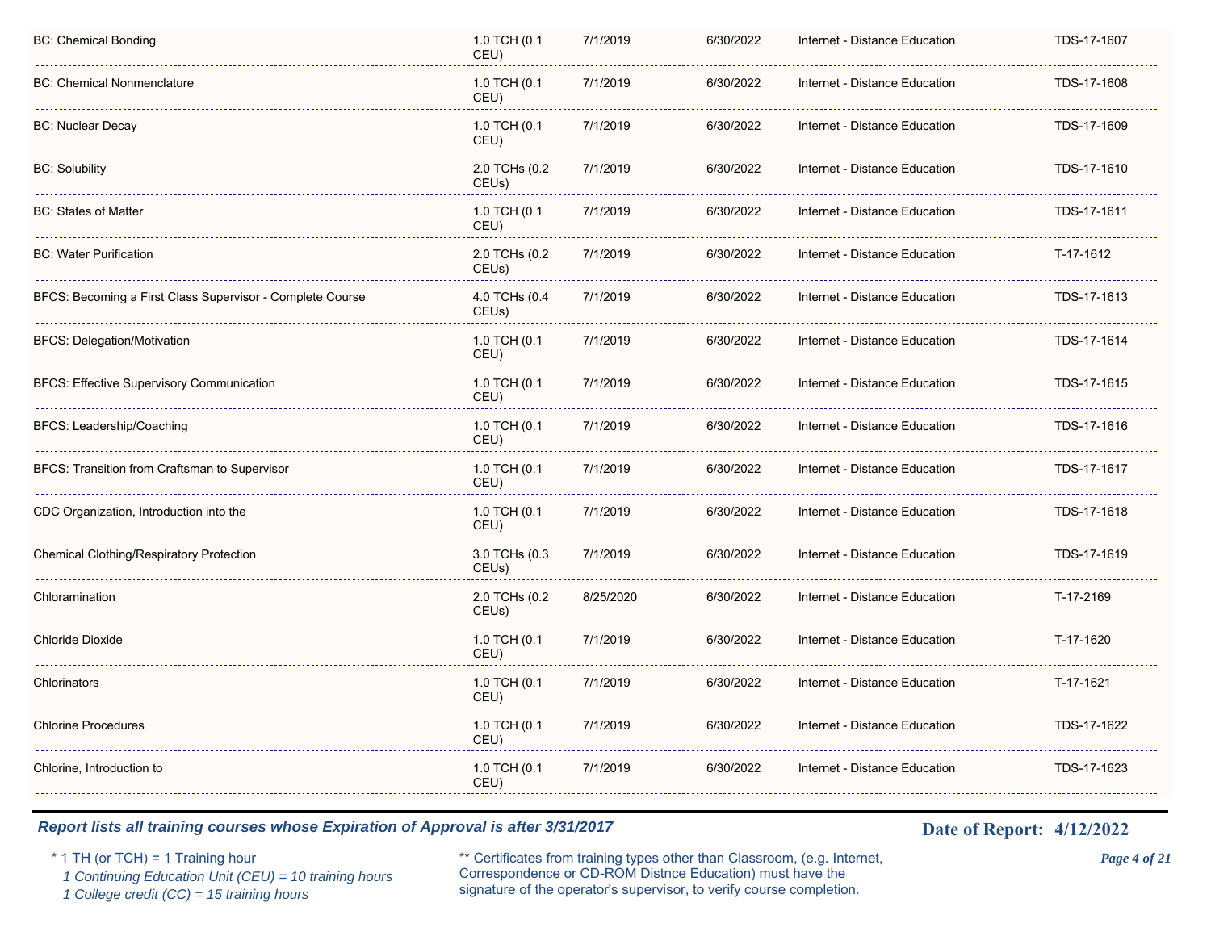| | | | | | |
|---|---|---|---|---|---|
| BC: Chemical Bonding | 1.0 TCH (0.1 CEU) | 7/1/2019 | 6/30/2022 | Internet - Distance Education | TDS-17-1607 |
| BC: Chemical Nonmenclature | 1.0 TCH (0.1 CEU) | 7/1/2019 | 6/30/2022 | Internet - Distance Education | TDS-17-1608 |
| BC: Nuclear Decay | 1.0 TCH (0.1 CEU) | 7/1/2019 | 6/30/2022 | Internet - Distance Education | TDS-17-1609 |
| BC: Solubility | 2.0 TCHs (0.2 CEUs) | 7/1/2019 | 6/30/2022 | Internet - Distance Education | TDS-17-1610 |
| BC: States of Matter | 1.0 TCH (0.1 CEU) | 7/1/2019 | 6/30/2022 | Internet - Distance Education | TDS-17-1611 |
| BC: Water Purification | 2.0 TCHs (0.2 CEUs) | 7/1/2019 | 6/30/2022 | Internet - Distance Education | T-17-1612 |
| BFCS: Becoming a First Class Supervisor - Complete Course | 4.0 TCHs (0.4 CEUs) | 7/1/2019 | 6/30/2022 | Internet - Distance Education | TDS-17-1613 |
| BFCS: Delegation/Motivation | 1.0 TCH (0.1 CEU) | 7/1/2019 | 6/30/2022 | Internet - Distance Education | TDS-17-1614 |
| BFCS: Effective Supervisory Communication | 1.0 TCH (0.1 CEU) | 7/1/2019 | 6/30/2022 | Internet - Distance Education | TDS-17-1615 |
| BFCS: Leadership/Coaching | 1.0 TCH (0.1 CEU) | 7/1/2019 | 6/30/2022 | Internet - Distance Education | TDS-17-1616 |
| BFCS: Transition from Craftsman to Supervisor | 1.0 TCH (0.1 CEU) | 7/1/2019 | 6/30/2022 | Internet - Distance Education | TDS-17-1617 |
| CDC Organization, Introduction into the | 1.0 TCH (0.1 CEU) | 7/1/2019 | 6/30/2022 | Internet - Distance Education | TDS-17-1618 |
| Chemical Clothing/Respiratory Protection | 3.0 TCHs (0.3 CEUs) | 7/1/2019 | 6/30/2022 | Internet - Distance Education | TDS-17-1619 |
| Chloramination | 2.0 TCHs (0.2 CEUs) | 8/25/2020 | 6/30/2022 | Internet - Distance Education | T-17-2169 |
| Chloride Dioxide | 1.0 TCH (0.1 CEU) | 7/1/2019 | 6/30/2022 | Internet - Distance Education | T-17-1620 |
| Chlorinators | 1.0 TCH (0.1 CEU) | 7/1/2019 | 6/30/2022 | Internet - Distance Education | T-17-1621 |
| Chlorine Procedures | 1.0 TCH (0.1 CEU) | 7/1/2019 | 6/30/2022 | Internet - Distance Education | TDS-17-1622 |
| Chlorine, Introduction to | 1.0 TCH (0.1 CEU) | 7/1/2019 | 6/30/2022 | Internet - Distance Education | TDS-17-1623 |

***Report lists all training courses whose Expiration of Approval is after 3/31/2017***

**Date of Report: 4/12/2022**

\* 1 TH (or TCH) = 1 Training hour
*1 Continuing Education Unit (CEU) = 10 training hours*
*1 College credit (CC) = 15 training hours*

** Certificates from training types other than Classroom, (e.g. Internet, Correspondence or CD-ROM Distnce Education) must have the signature of the operator's supervisor, to verify course completion.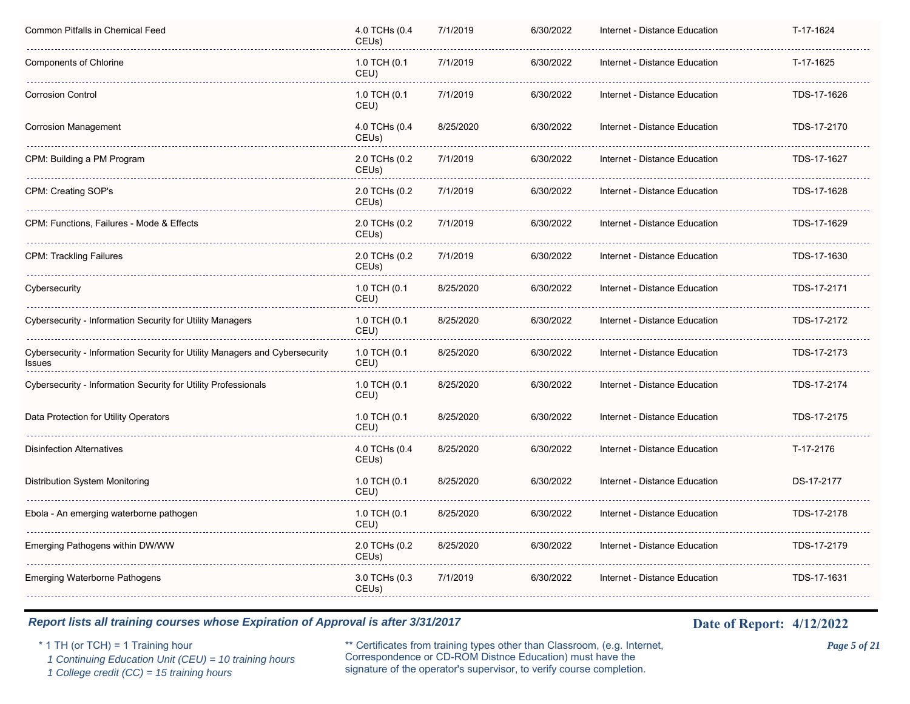| | | | | | |
|---|---|---|---|---|---|
| Common Pitfalls in Chemical Feed | 4.0 TCHs (0.4 CEUs) | 7/1/2019 | 6/30/2022 | Internet - Distance Education | T-17-1624 |
| Components of Chlorine | 1.0 TCH (0.1 CEU) | 7/1/2019 | 6/30/2022 | Internet - Distance Education | T-17-1625 |
| Corrosion Control | 1.0 TCH (0.1 CEU) | 7/1/2019 | 6/30/2022 | Internet - Distance Education | TDS-17-1626 |
| Corrosion Management | 4.0 TCHs (0.4 CEUs) | 8/25/2020 | 6/30/2022 | Internet - Distance Education | TDS-17-2170 |
| CPM: Building a PM Program | 2.0 TCHs (0.2 CEUs) | 7/1/2019 | 6/30/2022 | Internet - Distance Education | TDS-17-1627 |
| CPM: Creating SOP's | 2.0 TCHs (0.2 CEUs) | 7/1/2019 | 6/30/2022 | Internet - Distance Education | TDS-17-1628 |
| CPM: Functions, Failures - Mode & Effects | 2.0 TCHs (0.2 CEUs) | 7/1/2019 | 6/30/2022 | Internet - Distance Education | TDS-17-1629 |
| CPM: Trackling Failures | 2.0 TCHs (0.2 CEUs) | 7/1/2019 | 6/30/2022 | Internet - Distance Education | TDS-17-1630 |
| Cybersecurity | 1.0 TCH (0.1 CEU) | 8/25/2020 | 6/30/2022 | Internet - Distance Education | TDS-17-2171 |
| Cybersecurity - Information Security for Utility Managers | 1.0 TCH (0.1 CEU) | 8/25/2020 | 6/30/2022 | Internet - Distance Education | TDS-17-2172 |
| Cybersecurity - Information Security for Utility Managers and Cybersecurity Issues | 1.0 TCH (0.1 CEU) | 8/25/2020 | 6/30/2022 | Internet - Distance Education | TDS-17-2173 |
| Cybersecurity - Information Security for Utility Professionals | 1.0 TCH (0.1 CEU) | 8/25/2020 | 6/30/2022 | Internet - Distance Education | TDS-17-2174 |
| Data Protection for Utility Operators | 1.0 TCH (0.1 CEU) | 8/25/2020 | 6/30/2022 | Internet - Distance Education | TDS-17-2175 |
| Disinfection Alternatives | 4.0 TCHs (0.4 CEUs) | 8/25/2020 | 6/30/2022 | Internet - Distance Education | T-17-2176 |
| Distribution System Monitoring | 1.0 TCH (0.1 CEU) | 8/25/2020 | 6/30/2022 | Internet - Distance Education | DS-17-2177 |
| Ebola - An emerging waterborne pathogen | 1.0 TCH (0.1 CEU) | 8/25/2020 | 6/30/2022 | Internet - Distance Education | TDS-17-2178 |
| Emerging Pathogens within DW/WW | 2.0 TCHs (0.2 CEUs) | 8/25/2020 | 6/30/2022 | Internet - Distance Education | TDS-17-2179 |
| Emerging Waterborne Pathogens | 3.0 TCHs (0.3 CEUs) | 7/1/2019 | 6/30/2022 | Internet - Distance Education | TDS-17-1631 |

***Report lists all training courses whose Expiration of Approval is after 3/31/2017***

**Date of Report: 4/12/2022**

\* 1 TH (or TCH) = 1 Training hour
*1 Continuing Education Unit (CEU) = 10 training hours*
*1 College credit (CC) = 15 training hours*

** Certificates from training types other than Classroom, (e.g. Internet, Correspondence or CD-ROM Distnce Education) must have the signature of the operator's supervisor, to verify course completion.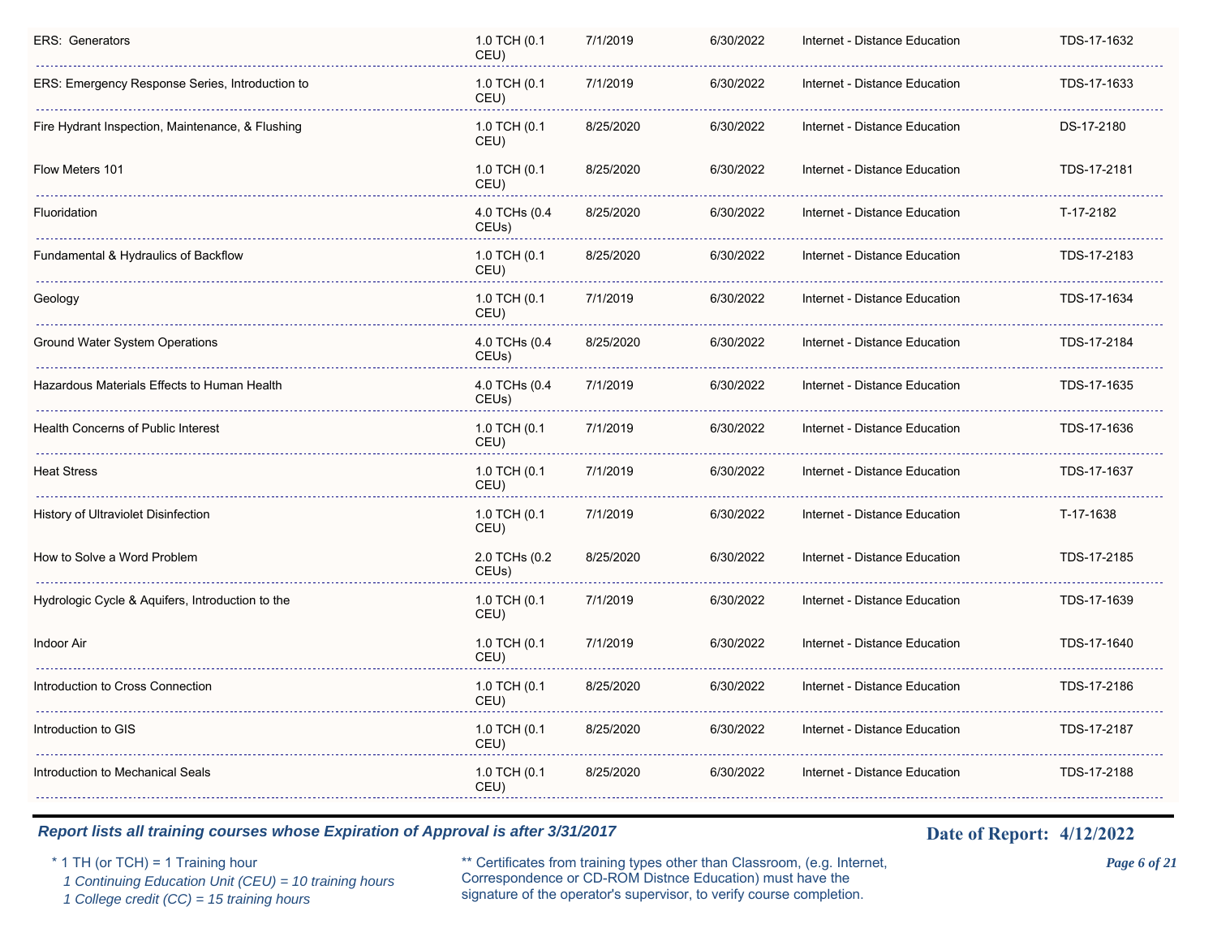| | | | | | |
|---|---|---|---|---|---|
| ERS: Generators | 1.0 TCH (0.1 CEU) | 7/1/2019 | 6/30/2022 | Internet - Distance Education | TDS-17-1632 |
| ERS: Emergency Response Series, Introduction to | 1.0 TCH (0.1 CEU) | 7/1/2019 | 6/30/2022 | Internet - Distance Education | TDS-17-1633 |
| Fire Hydrant Inspection, Maintenance, & Flushing | 1.0 TCH (0.1 CEU) | 8/25/2020 | 6/30/2022 | Internet - Distance Education | DS-17-2180 |
| Flow Meters 101 | 1.0 TCH (0.1 CEU) | 8/25/2020 | 6/30/2022 | Internet - Distance Education | TDS-17-2181 |
| Fluoridation | 4.0 TCHs (0.4 CEUs) | 8/25/2020 | 6/30/2022 | Internet - Distance Education | T-17-2182 |
| Fundamental & Hydraulics of Backflow | 1.0 TCH (0.1 CEU) | 8/25/2020 | 6/30/2022 | Internet - Distance Education | TDS-17-2183 |
| Geology | 1.0 TCH (0.1 CEU) | 7/1/2019 | 6/30/2022 | Internet - Distance Education | TDS-17-1634 |
| Ground Water System Operations | 4.0 TCHs (0.4 CEUs) | 8/25/2020 | 6/30/2022 | Internet - Distance Education | TDS-17-2184 |
| Hazardous Materials Effects to Human Health | 4.0 TCHs (0.4 CEUs) | 7/1/2019 | 6/30/2022 | Internet - Distance Education | TDS-17-1635 |
| Health Concerns of Public Interest | 1.0 TCH (0.1 CEU) | 7/1/2019 | 6/30/2022 | Internet - Distance Education | TDS-17-1636 |
| Heat Stress | 1.0 TCH (0.1 CEU) | 7/1/2019 | 6/30/2022 | Internet - Distance Education | TDS-17-1637 |
| History of Ultraviolet Disinfection | 1.0 TCH (0.1 CEU) | 7/1/2019 | 6/30/2022 | Internet - Distance Education | T-17-1638 |
| How to Solve a Word Problem | 2.0 TCHs (0.2 CEUs) | 8/25/2020 | 6/30/2022 | Internet - Distance Education | TDS-17-2185 |
| Hydrologic Cycle & Aquifers, Introduction to the | 1.0 TCH (0.1 CEU) | 7/1/2019 | 6/30/2022 | Internet - Distance Education | TDS-17-1639 |
| Indoor Air | 1.0 TCH (0.1 CEU) | 7/1/2019 | 6/30/2022 | Internet - Distance Education | TDS-17-1640 |
| Introduction to Cross Connection | 1.0 TCH (0.1 CEU) | 8/25/2020 | 6/30/2022 | Internet - Distance Education | TDS-17-2186 |
| Introduction to GIS | 1.0 TCH (0.1 CEU) | 8/25/2020 | 6/30/2022 | Internet - Distance Education | TDS-17-2187 |
| Introduction to Mechanical Seals | 1.0 TCH (0.1 CEU) | 8/25/2020 | 6/30/2022 | Internet - Distance Education | TDS-17-2188 |

***Report lists all training courses whose Expiration of Approval is after 3/31/2017***

**Date of Report: 4/12/2022**

\* 1 TH (or TCH) = 1 Training hour
*1 Continuing Education Unit (CEU) = 10 training hours*
*1 College credit (CC) = 15 training hours*

** Certificates from training types other than Classroom, (e.g. Internet, Correspondence or CD-ROM Distnce Education) must have the signature of the operator's supervisor, to verify course completion.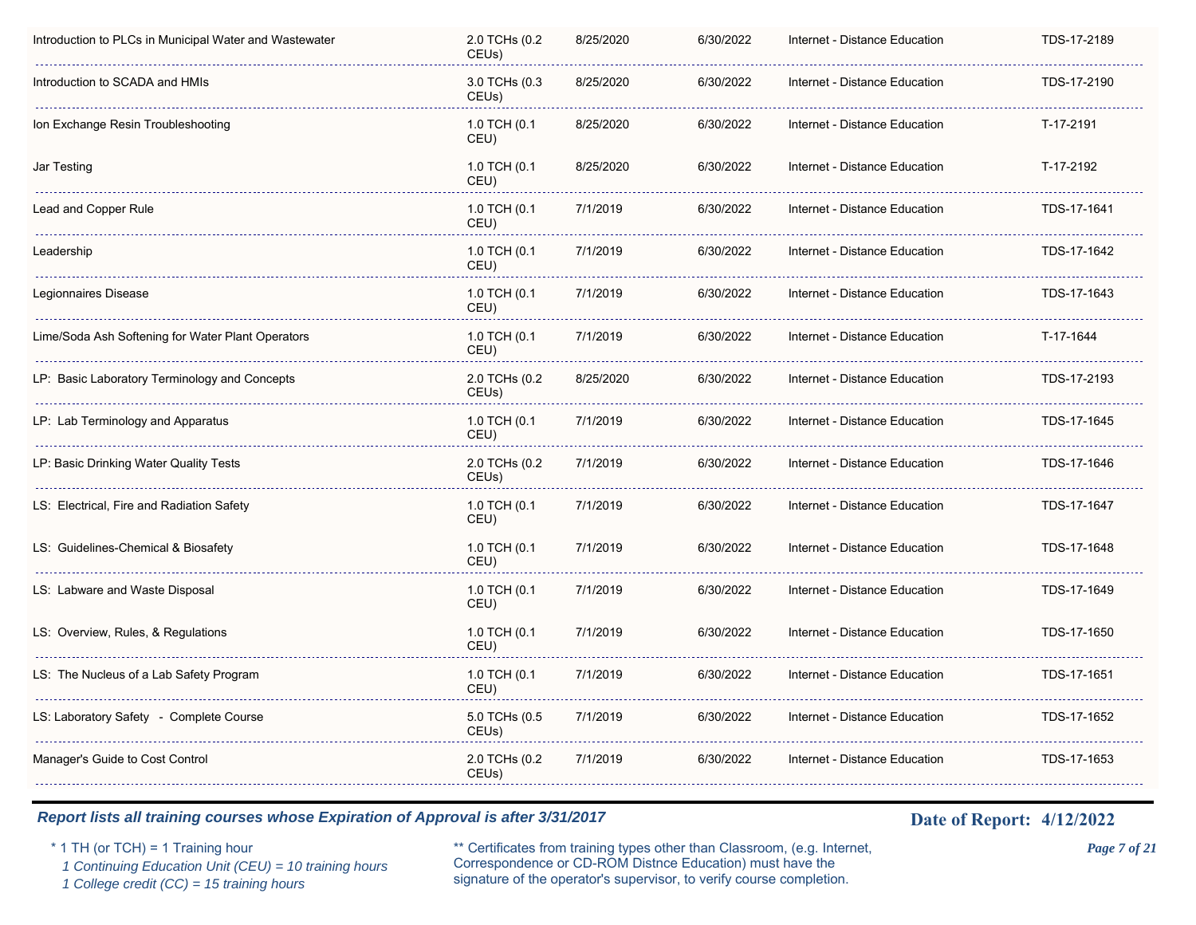| | | | | | |
|---|---|---|---|---|---|
| Introduction to PLCs in Municipal Water and Wastewater | 2.0 TCHs (0.2 CEUs) | 8/25/2020 | 6/30/2022 | Internet - Distance Education | TDS-17-2189 |
| Introduction to SCADA and HMIs | 3.0 TCHs (0.3 CEUs) | 8/25/2020 | 6/30/2022 | Internet - Distance Education | TDS-17-2190 |
| Ion Exchange Resin Troubleshooting | 1.0 TCH (0.1 CEU) | 8/25/2020 | 6/30/2022 | Internet - Distance Education | T-17-2191 |
| Jar Testing | 1.0 TCH (0.1 CEU) | 8/25/2020 | 6/30/2022 | Internet - Distance Education | T-17-2192 |
| Lead and Copper Rule | 1.0 TCH (0.1 CEU) | 7/1/2019 | 6/30/2022 | Internet - Distance Education | TDS-17-1641 |
| Leadership | 1.0 TCH (0.1 CEU) | 7/1/2019 | 6/30/2022 | Internet - Distance Education | TDS-17-1642 |
| Legionnaires Disease | 1.0 TCH (0.1 CEU) | 7/1/2019 | 6/30/2022 | Internet - Distance Education | TDS-17-1643 |
| Lime/Soda Ash Softening for Water Plant Operators | 1.0 TCH (0.1 CEU) | 7/1/2019 | 6/30/2022 | Internet - Distance Education | T-17-1644 |
| LP: Basic Laboratory Terminology and Concepts | 2.0 TCHs (0.2 CEUs) | 8/25/2020 | 6/30/2022 | Internet - Distance Education | TDS-17-2193 |
| LP: Lab Terminology and Apparatus | 1.0 TCH (0.1 CEU) | 7/1/2019 | 6/30/2022 | Internet - Distance Education | TDS-17-1645 |
| LP: Basic Drinking Water Quality Tests | 2.0 TCHs (0.2 CEUs) | 7/1/2019 | 6/30/2022 | Internet - Distance Education | TDS-17-1646 |
| LS: Electrical, Fire and Radiation Safety | 1.0 TCH (0.1 CEU) | 7/1/2019 | 6/30/2022 | Internet - Distance Education | TDS-17-1647 |
| LS: Guidelines-Chemical & Biosafety | 1.0 TCH (0.1 CEU) | 7/1/2019 | 6/30/2022 | Internet - Distance Education | TDS-17-1648 |
| LS: Labware and Waste Disposal | 1.0 TCH (0.1 CEU) | 7/1/2019 | 6/30/2022 | Internet - Distance Education | TDS-17-1649 |
| LS: Overview, Rules, & Regulations | 1.0 TCH (0.1 CEU) | 7/1/2019 | 6/30/2022 | Internet - Distance Education | TDS-17-1650 |
| LS: The Nucleus of a Lab Safety Program | 1.0 TCH (0.1 CEU) | 7/1/2019 | 6/30/2022 | Internet - Distance Education | TDS-17-1651 |
| LS: Laboratory Safety - Complete Course | 5.0 TCHs (0.5 CEUs) | 7/1/2019 | 6/30/2022 | Internet - Distance Education | TDS-17-1652 |
| Manager's Guide to Cost Control | 2.0 TCHs (0.2 CEUs) | 7/1/2019 | 6/30/2022 | Internet - Distance Education | TDS-17-1653 |

***Report lists all training courses whose Expiration of Approval is after 3/31/2017***

**Date of Report: 4/12/2022**

\* 1 TH (or TCH) = 1 Training hour
*1 Continuing Education Unit (CEU) = 10 training hours*
*1 College credit (CC) = 15 training hours*

** Certificates from training types other than Classroom, (e.g. Internet, Correspondence or CD-ROM Distnce Education) must have the signature of the operator's supervisor, to verify course completion.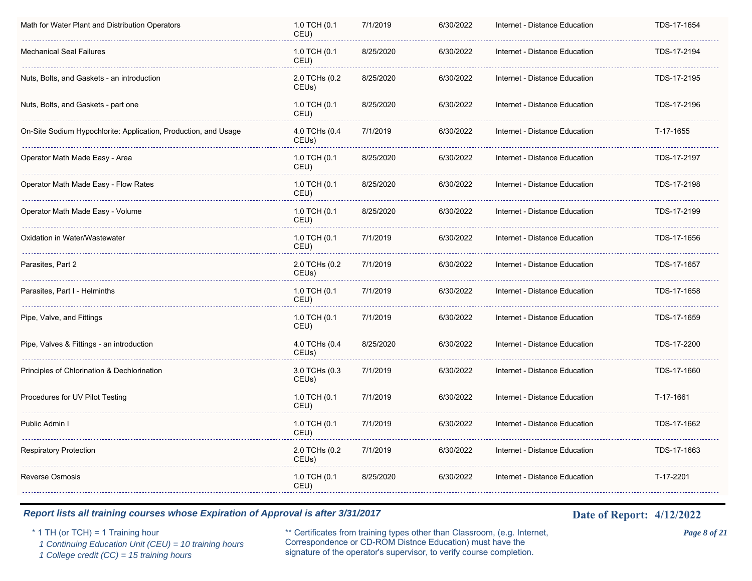| | | | | | |
|---|---|---|---|---|---|
| Math for Water Plant and Distribution Operators | 1.0 TCH (0.1 CEU) | 7/1/2019 | 6/30/2022 | Internet - Distance Education | TDS-17-1654 |
| Mechanical Seal Failures | 1.0 TCH (0.1 CEU) | 8/25/2020 | 6/30/2022 | Internet - Distance Education | TDS-17-2194 |
| Nuts, Bolts, and Gaskets - an introduction | 2.0 TCHs (0.2 CEUs) | 8/25/2020 | 6/30/2022 | Internet - Distance Education | TDS-17-2195 |
| Nuts, Bolts, and Gaskets - part one | 1.0 TCH (0.1 CEU) | 8/25/2020 | 6/30/2022 | Internet - Distance Education | TDS-17-2196 |
| On-Site Sodium Hypochlorite: Application, Production, and Usage | 4.0 TCHs (0.4 CEUs) | 7/1/2019 | 6/30/2022 | Internet - Distance Education | T-17-1655 |
| Operator Math Made Easy - Area | 1.0 TCH (0.1 CEU) | 8/25/2020 | 6/30/2022 | Internet - Distance Education | TDS-17-2197 |
| Operator Math Made Easy - Flow Rates | 1.0 TCH (0.1 CEU) | 8/25/2020 | 6/30/2022 | Internet - Distance Education | TDS-17-2198 |
| Operator Math Made Easy - Volume | 1.0 TCH (0.1 CEU) | 8/25/2020 | 6/30/2022 | Internet - Distance Education | TDS-17-2199 |
| Oxidation in Water/Wastewater | 1.0 TCH (0.1 CEU) | 7/1/2019 | 6/30/2022 | Internet - Distance Education | TDS-17-1656 |
| Parasites, Part 2 | 2.0 TCHs (0.2 CEUs) | 7/1/2019 | 6/30/2022 | Internet - Distance Education | TDS-17-1657 |
| Parasites, Part I - Helminths | 1.0 TCH (0.1 CEU) | 7/1/2019 | 6/30/2022 | Internet - Distance Education | TDS-17-1658 |
| Pipe, Valve, and Fittings | 1.0 TCH (0.1 CEU) | 7/1/2019 | 6/30/2022 | Internet - Distance Education | TDS-17-1659 |
| Pipe, Valves & Fittings - an introduction | 4.0 TCHs (0.4 CEUs) | 8/25/2020 | 6/30/2022 | Internet - Distance Education | TDS-17-2200 |
| Principles of Chlorination & Dechlorination | 3.0 TCHs (0.3 CEUs) | 7/1/2019 | 6/30/2022 | Internet - Distance Education | TDS-17-1660 |
| Procedures for UV Pilot Testing | 1.0 TCH (0.1 CEU) | 7/1/2019 | 6/30/2022 | Internet - Distance Education | T-17-1661 |
| Public Admin I | 1.0 TCH (0.1 CEU) | 7/1/2019 | 6/30/2022 | Internet - Distance Education | TDS-17-1662 |
| Respiratory Protection | 2.0 TCHs (0.2 CEUs) | 7/1/2019 | 6/30/2022 | Internet - Distance Education | TDS-17-1663 |
| Reverse Osmosis | 1.0 TCH (0.1 CEU) | 8/25/2020 | 6/30/2022 | Internet - Distance Education | T-17-2201 |

***Report lists all training courses whose Expiration of Approval is after 3/31/2017***

**Date of Report: 4/12/2022**

\* 1 TH (or TCH) = 1 Training hour
*1 Continuing Education Unit (CEU) = 10 training hours*
*1 College credit (CC) = 15 training hours*

** Certificates from training types other than Classroom, (e.g. Internet, Correspondence or CD-ROM Distnce Education) must have the signature of the operator's supervisor, to verify course completion.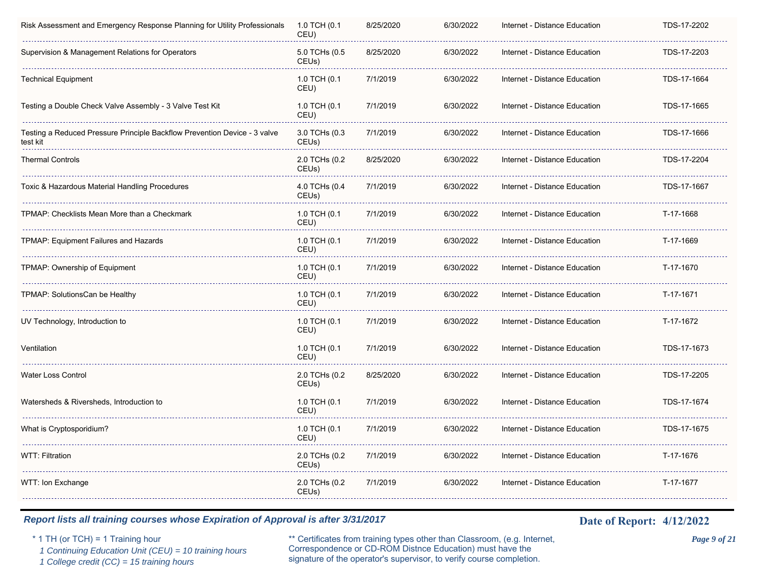| | | | | | |
|---|---|---|---|---|---|
| Risk Assessment and Emergency Response Planning for Utility Professionals | 1.0 TCH (0.1 CEU) | 8/25/2020 | 6/30/2022 | Internet - Distance Education | TDS-17-2202 |
| Supervision & Management Relations for Operators | 5.0 TCHs (0.5 CEUs) | 8/25/2020 | 6/30/2022 | Internet - Distance Education | TDS-17-2203 |
| Technical Equipment | 1.0 TCH (0.1 CEU) | 7/1/2019 | 6/30/2022 | Internet - Distance Education | TDS-17-1664 |
| Testing a Double Check Valve Assembly - 3 Valve Test Kit | 1.0 TCH (0.1 CEU) | 7/1/2019 | 6/30/2022 | Internet - Distance Education | TDS-17-1665 |
| Testing a Reduced Pressure Principle Backflow Prevention Device - 3 valve test kit | 3.0 TCHs (0.3 CEUs) | 7/1/2019 | 6/30/2022 | Internet - Distance Education | TDS-17-1666 |
| Thermal Controls | 2.0 TCHs (0.2 CEUs) | 8/25/2020 | 6/30/2022 | Internet - Distance Education | TDS-17-2204 |
| Toxic & Hazardous Material Handling Procedures | 4.0 TCHs (0.4 CEUs) | 7/1/2019 | 6/30/2022 | Internet - Distance Education | TDS-17-1667 |
| TPMAP: Checklists Mean More than a Checkmark | 1.0 TCH (0.1 CEU) | 7/1/2019 | 6/30/2022 | Internet - Distance Education | T-17-1668 |
| TPMAP: Equipment Failures and Hazards | 1.0 TCH (0.1 CEU) | 7/1/2019 | 6/30/2022 | Internet - Distance Education | T-17-1669 |
| TPMAP: Ownership of Equipment | 1.0 TCH (0.1 CEU) | 7/1/2019 | 6/30/2022 | Internet - Distance Education | T-17-1670 |
| TPMAP: SolutionsCan be Healthy | 1.0 TCH (0.1 CEU) | 7/1/2019 | 6/30/2022 | Internet - Distance Education | T-17-1671 |
| UV Technology, Introduction to | 1.0 TCH (0.1 CEU) | 7/1/2019 | 6/30/2022 | Internet - Distance Education | T-17-1672 |
| Ventilation | 1.0 TCH (0.1 CEU) | 7/1/2019 | 6/30/2022 | Internet - Distance Education | TDS-17-1673 |
| Water Loss Control | 2.0 TCHs (0.2 CEUs) | 8/25/2020 | 6/30/2022 | Internet - Distance Education | TDS-17-2205 |
| Watersheds & Riversheds, Introduction to | 1.0 TCH (0.1 CEU) | 7/1/2019 | 6/30/2022 | Internet - Distance Education | TDS-17-1674 |
| What is Cryptosporidium? | 1.0 TCH (0.1 CEU) | 7/1/2019 | 6/30/2022 | Internet - Distance Education | TDS-17-1675 |
| WTT: Filtration | 2.0 TCHs (0.2 CEUs) | 7/1/2019 | 6/30/2022 | Internet - Distance Education | T-17-1676 |
| WTT: Ion Exchange | 2.0 TCHs (0.2 CEUs) | 7/1/2019 | 6/30/2022 | Internet - Distance Education | T-17-1677 |

***Report lists all training courses whose Expiration of Approval is after 3/31/2017***

**Date of Report: 4/12/2022**

\* 1 TH (or TCH) = 1 Training hour
*1 Continuing Education Unit (CEU) = 10 training hours*
*1 College credit (CC) = 15 training hours*

** Certificates from training types other than Classroom, (e.g. Internet, Correspondence or CD-ROM Distnce Education) must have the signature of the operator's supervisor, to verify course completion.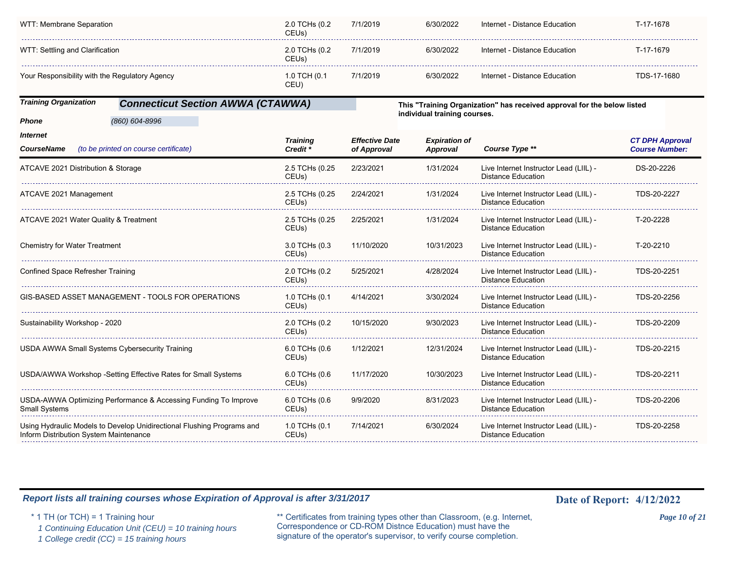| CourseName | Training Credit * | Effective Date of Approval | Expiration of Approval | Course Type ** | CT DPH Approval Course Number: |
|---|---|---|---|---|---|
| WTT: Membrane Separation | 2.0 TCHs (0.2 CEUs) | 7/1/2019 | 6/30/2022 | Internet - Distance Education | T-17-1678 |
| WTT: Settling and Clarification | 2.0 TCHs (0.2 CEUs) | 7/1/2019 | 6/30/2022 | Internet - Distance Education | T-17-1679 |
| Your Responsibility with the Regulatory Agency | 1.0 TCH (0.1 CEU) | 7/1/2019 | 6/30/2022 | Internet - Distance Education | TDS-17-1680 |

***Training Organization*** **Connecticut Section AWWA (CTAWWA)**

**This "Training Organization" has received approval for the below listed individual training courses.**

***Phone*** *(860) 604-8996*

***Internet***

| CourseName *(to be printed on course certificate)* | Training Credit * | Effective Date of Approval | Expiration of Approval | Course Type ** | CT DPH Approval Course Number: |
|---|---|---|---|---|---|
| ATCAVE 2021 Distribution & Storage | 2.5 TCHs (0.25 CEUs) | 2/23/2021 | 1/31/2024 | Live Internet Instructor Lead (LIIL) - Distance Education | DS-20-2226 |
| ATCAVE 2021 Management | 2.5 TCHs (0.25 CEUs) | 2/24/2021 | 1/31/2024 | Live Internet Instructor Lead (LIIL) - Distance Education | TDS-20-2227 |
| ATCAVE 2021 Water Quality & Treatment | 2.5 TCHs (0.25 CEUs) | 2/25/2021 | 1/31/2024 | Live Internet Instructor Lead (LIIL) - Distance Education | T-20-2228 |
| Chemistry for Water Treatment | 3.0 TCHs (0.3 CEUs) | 11/10/2020 | 10/31/2023 | Live Internet Instructor Lead (LIIL) - Distance Education | T-20-2210 |
| Confined Space Refresher Training | 2.0 TCHs (0.2 CEUs) | 5/25/2021 | 4/28/2024 | Live Internet Instructor Lead (LIIL) - Distance Education | TDS-20-2251 |
| GIS-BASED ASSET MANAGEMENT - TOOLS FOR OPERATIONS | 1.0 TCHs (0.1 CEUs) | 4/14/2021 | 3/30/2024 | Live Internet Instructor Lead (LIIL) - Distance Education | TDS-20-2256 |
| Sustainability Workshop - 2020 | 2.0 TCHs (0.2 CEUs) | 10/15/2020 | 9/30/2023 | Live Internet Instructor Lead (LIIL) - Distance Education | TDS-20-2209 |
| USDA AWWA Small Systems Cybersecurity Training | 6.0 TCHs (0.6 CEUs) | 1/12/2021 | 12/31/2024 | Live Internet Instructor Lead (LIIL) - Distance Education | TDS-20-2215 |
| USDA/AWWA Workshop -Setting Effective Rates for Small Systems | 6.0 TCHs (0.6 CEUs) | 11/17/2020 | 10/30/2023 | Live Internet Instructor Lead (LIIL) - Distance Education | TDS-20-2211 |
| USDA-AWWA Optimizing Performance & Accessing Funding To Improve Small Systems | 6.0 TCHs (0.6 CEUs) | 9/9/2020 | 8/31/2023 | Live Internet Instructor Lead (LIIL) - Distance Education | TDS-20-2206 |
| Using Hydraulic Models to Develop Unidirectional Flushing Programs and Inform Distribution System Maintenance | 1.0 TCHs (0.1 CEUs) | 7/14/2021 | 6/30/2024 | Live Internet Instructor Lead (LIIL) - Distance Education | TDS-20-2258 |

***Report lists all training courses whose Expiration of Approval is after 3/31/2017***

**Date of Report: 4/12/2022**

\* 1 TH (or TCH) = 1 Training hour
*1 Continuing Education Unit (CEU) = 10 training hours*
*1 College credit (CC) = 15 training hours*

** Certificates from training types other than Classroom, (e.g. Internet, Correspondence or CD-ROM Distnce Education) must have the signature of the operator's supervisor, to verify course completion.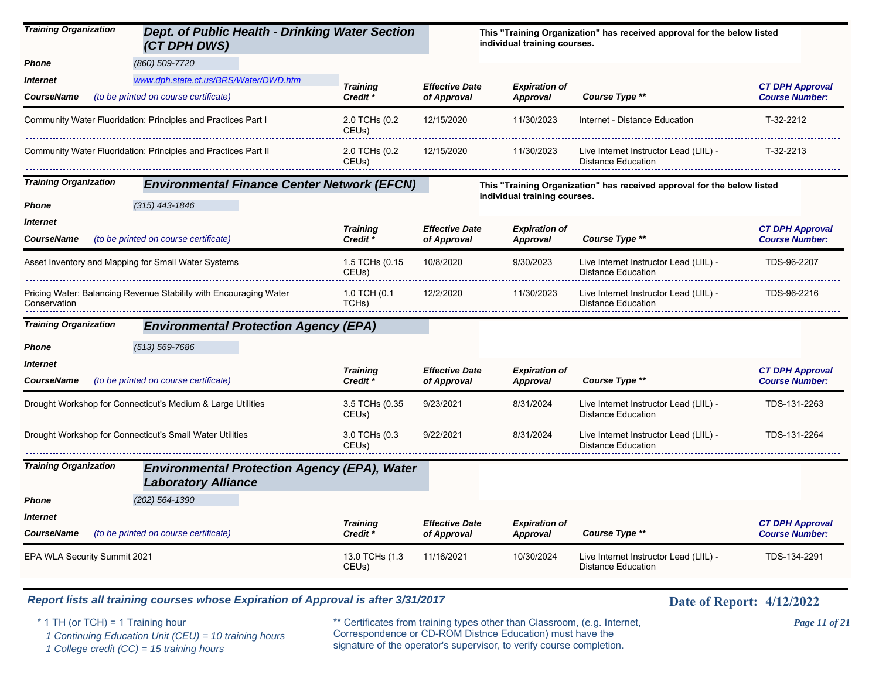**Training Organization** Dept. of Public Health - Drinking Water Section (CT DPH DWS)

**Phone** (860) 509-7720

**Internet** www.dph.state.ct.us/BRS/Water/DWD.htm

This "Training Organization" has received approval for the below listed individual training courses.

| CourseName (to be printed on course certificate) | Training Credit * | Effective Date of Approval | Expiration of Approval | Course Type ** | CT DPH Approval Course Number: |
|---|---|---|---|---|---|
| Community Water Fluoridation: Principles and Practices Part I | 2.0 TCHs (0.2 CEUs) | 12/15/2020 | 11/30/2023 | Internet - Distance Education | T-32-2212 |
| Community Water Fluoridation: Principles and Practices Part II | 2.0 TCHs (0.2 CEUs) | 12/15/2020 | 11/30/2023 | Live Internet Instructor Lead (LIIL) - Distance Education | T-32-2213 |

**Training Organization** Environmental Finance Center Network (EFCN)

**Phone** (315) 443-1846

**Internet**

This "Training Organization" has received approval for the below listed individual training courses.

| CourseName (to be printed on course certificate) | Training Credit * | Effective Date of Approval | Expiration of Approval | Course Type ** | CT DPH Approval Course Number: |
|---|---|---|---|---|---|
| Asset Inventory and Mapping for Small Water Systems | 1.5 TCHs (0.15 CEUs) | 10/8/2020 | 9/30/2023 | Live Internet Instructor Lead (LIIL) - Distance Education | TDS-96-2207 |
| Pricing Water: Balancing Revenue Stability with Encouraging Water Conservation | 1.0 TCH (0.1 TCHs) | 12/2/2020 | 11/30/2023 | Live Internet Instructor Lead (LIIL) - Distance Education | TDS-96-2216 |

**Training Organization** Environmental Protection Agency (EPA)

**Phone** (513) 569-7686

**Internet**

| CourseName (to be printed on course certificate) | Training Credit * | Effective Date of Approval | Expiration of Approval | Course Type ** | CT DPH Approval Course Number: |
|---|---|---|---|---|---|
| Drought Workshop for Connecticut's Medium & Large Utilities | 3.5 TCHs (0.35 CEUs) | 9/23/2021 | 8/31/2024 | Live Internet Instructor Lead (LIIL) - Distance Education | TDS-131-2263 |
| Drought Workshop for Connecticut's Small Water Utilities | 3.0 TCHs (0.3 CEUs) | 9/22/2021 | 8/31/2024 | Live Internet Instructor Lead (LIIL) - Distance Education | TDS-131-2264 |

**Training Organization** Environmental Protection Agency (EPA), Water Laboratory Alliance

**Phone** (202) 564-1390

**Internet**

| CourseName (to be printed on course certificate) | Training Credit * | Effective Date of Approval | Expiration of Approval | Course Type ** | CT DPH Approval Course Number: |
|---|---|---|---|---|---|
| EPA WLA Security Summit 2021 | 13.0 TCHs (1.3 CEUs) | 11/16/2021 | 10/30/2024 | Live Internet Instructor Lead (LIIL) - Distance Education | TDS-134-2291 |

*Report lists all training courses whose Expiration of Approval is after 3/31/2017*

**Date of Report: 4/12/2022**

\* 1 TH (or TCH) = 1 Training hour
*1 Continuing Education Unit (CEU) = 10 training hours*
*1 College credit (CC) = 15 training hours*

** Certificates from training types other than Classroom, (e.g. Internet, Correspondence or CD-ROM Distnce Education) must have the signature of the operator's supervisor, to verify course completion.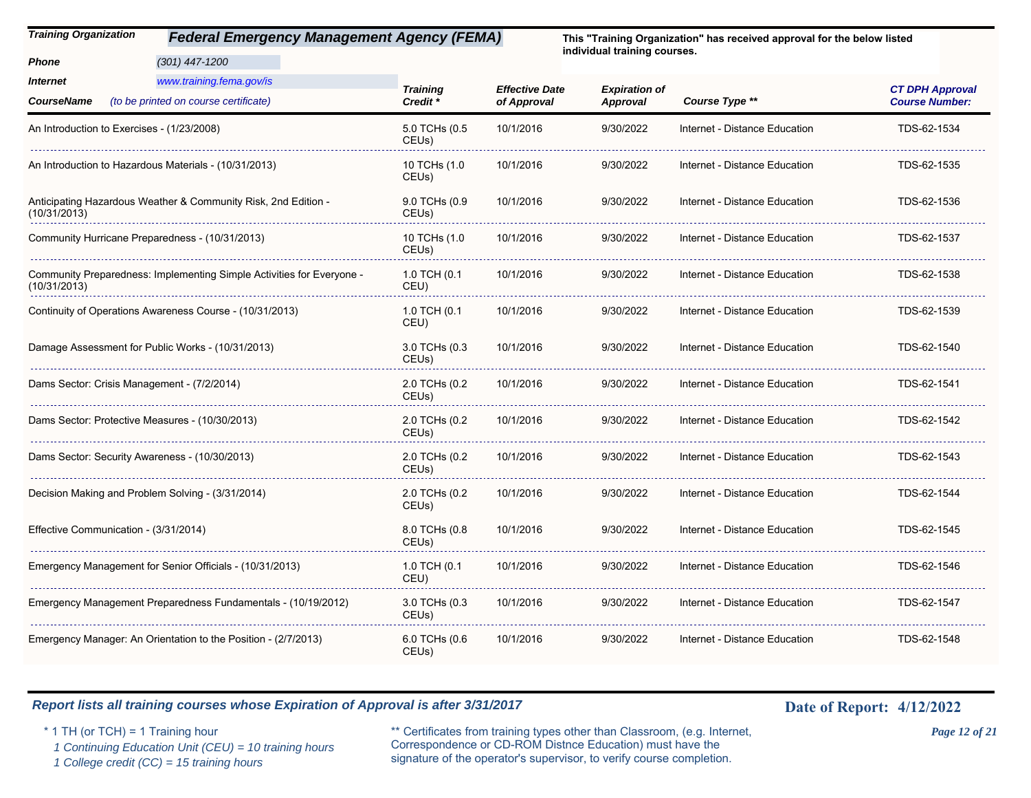| **Training Organization** | **Federal Emergency Management Agency (FEMA)** | This "Training Organization" has received approval for the below listed individual training courses. |
|---|---|---|
| **Phone** | (301) 447-1200 | |
| **Internet** | www.training.fema.gov/is | |

| **CourseName** *(to be printed on course certificate)* | **Training Credit *** | **Effective Date of Approval** | **Expiration of Approval** | **Course Type **** | **CT DPH Approval Course Number:** |
|---|---|---|---|---|---|
| An Introduction to Exercises - (1/23/2008) | 5.0 TCHs (0.5 CEUs) | 10/1/2016 | 9/30/2022 | Internet - Distance Education | TDS-62-1534 |
| An Introduction to Hazardous Materials - (10/31/2013) | 10 TCHs (1.0 CEUs) | 10/1/2016 | 9/30/2022 | Internet - Distance Education | TDS-62-1535 |
| Anticipating Hazardous Weather & Community Risk, 2nd Edition - (10/31/2013) | 9.0 TCHs (0.9 CEUs) | 10/1/2016 | 9/30/2022 | Internet - Distance Education | TDS-62-1536 |
| Community Hurricane Preparedness - (10/31/2013) | 10 TCHs (1.0 CEUs) | 10/1/2016 | 9/30/2022 | Internet - Distance Education | TDS-62-1537 |
| Community Preparedness: Implementing Simple Activities for Everyone - (10/31/2013) | 1.0 TCH (0.1 CEU) | 10/1/2016 | 9/30/2022 | Internet - Distance Education | TDS-62-1538 |
| Continuity of Operations Awareness Course - (10/31/2013) | 1.0 TCH (0.1 CEU) | 10/1/2016 | 9/30/2022 | Internet - Distance Education | TDS-62-1539 |
| Damage Assessment for Public Works - (10/31/2013) | 3.0 TCHs (0.3 CEUs) | 10/1/2016 | 9/30/2022 | Internet - Distance Education | TDS-62-1540 |
| Dams Sector: Crisis Management - (7/2/2014) | 2.0 TCHs (0.2 CEUs) | 10/1/2016 | 9/30/2022 | Internet - Distance Education | TDS-62-1541 |
| Dams Sector: Protective Measures - (10/30/2013) | 2.0 TCHs (0.2 CEUs) | 10/1/2016 | 9/30/2022 | Internet - Distance Education | TDS-62-1542 |
| Dams Sector: Security Awareness - (10/30/2013) | 2.0 TCHs (0.2 CEUs) | 10/1/2016 | 9/30/2022 | Internet - Distance Education | TDS-62-1543 |
| Decision Making and Problem Solving - (3/31/2014) | 2.0 TCHs (0.2 CEUs) | 10/1/2016 | 9/30/2022 | Internet - Distance Education | TDS-62-1544 |
| Effective Communication - (3/31/2014) | 8.0 TCHs (0.8 CEUs) | 10/1/2016 | 9/30/2022 | Internet - Distance Education | TDS-62-1545 |
| Emergency Management for Senior Officials - (10/31/2013) | 1.0 TCH (0.1 CEU) | 10/1/2016 | 9/30/2022 | Internet - Distance Education | TDS-62-1546 |
| Emergency Management Preparedness Fundamentals - (10/19/2012) | 3.0 TCHs (0.3 CEUs) | 10/1/2016 | 9/30/2022 | Internet - Distance Education | TDS-62-1547 |
| Emergency Manager: An Orientation to the Position - (2/7/2013) | 6.0 TCHs (0.6 CEUs) | 10/1/2016 | 9/30/2022 | Internet - Distance Education | TDS-62-1548 |

*Report lists all training courses whose Expiration of Approval is after 3/31/2017*

**Date of Report: 4/12/2022**

\* 1 TH (or TCH) = 1 Training hour
*1 Continuing Education Unit (CEU) = 10 training hours*
*1 College credit (CC) = 15 training hours*

** Certificates from training types other than Classroom, (e.g. Internet, Correspondence or CD-ROM Distnce Education) must have the signature of the operator's supervisor, to verify course completion.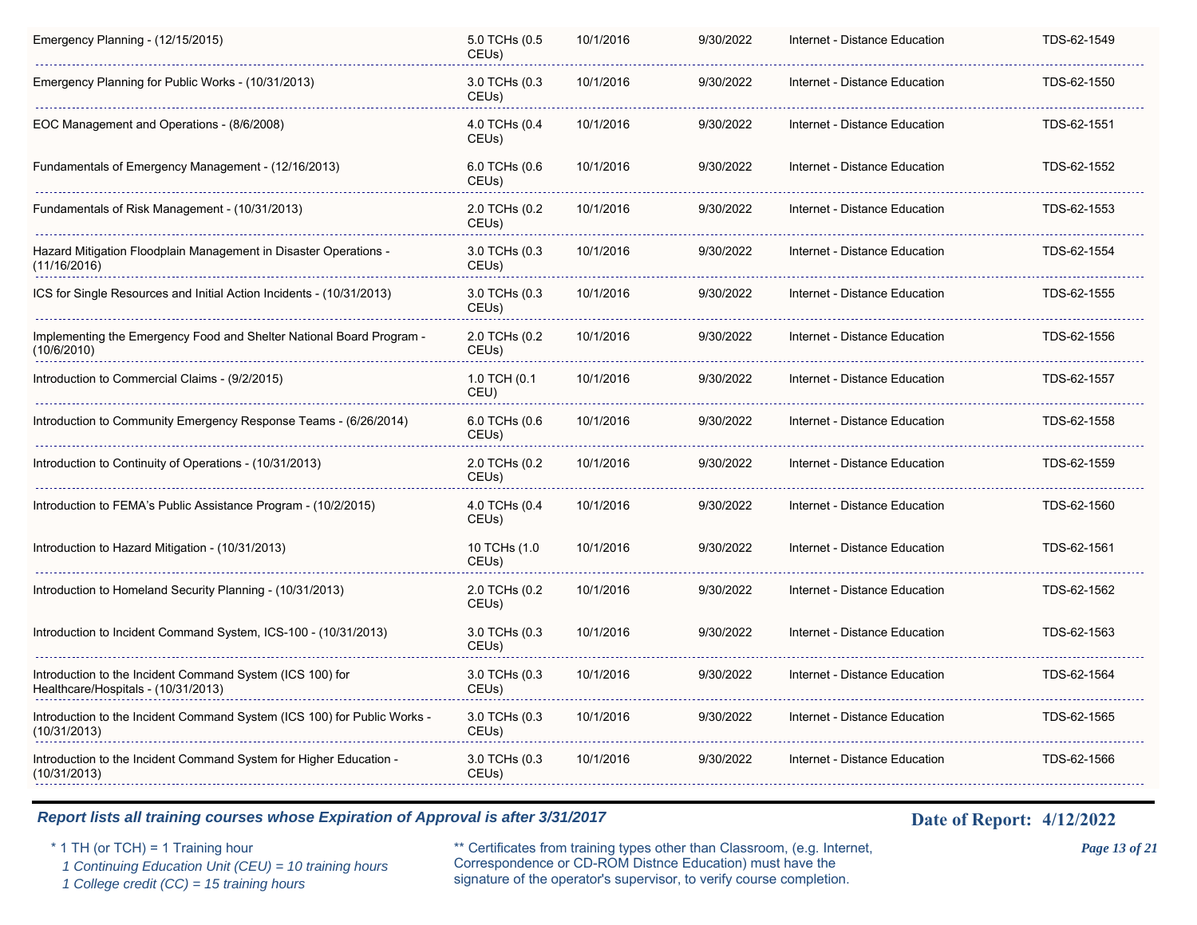| Course | Hours | Effective Date | Expiration Date | Type | Course ID |
|---|---|---|---|---|---|
| Emergency Planning - (12/15/2015) | 5.0 TCHs (0.5 CEUs) | 10/1/2016 | 9/30/2022 | Internet - Distance Education | TDS-62-1549 |
| Emergency Planning for Public Works - (10/31/2013) | 3.0 TCHs (0.3 CEUs) | 10/1/2016 | 9/30/2022 | Internet - Distance Education | TDS-62-1550 |
| EOC Management and Operations - (8/6/2008) | 4.0 TCHs (0.4 CEUs) | 10/1/2016 | 9/30/2022 | Internet - Distance Education | TDS-62-1551 |
| Fundamentals of Emergency Management - (12/16/2013) | 6.0 TCHs (0.6 CEUs) | 10/1/2016 | 9/30/2022 | Internet - Distance Education | TDS-62-1552 |
| Fundamentals of Risk Management - (10/31/2013) | 2.0 TCHs (0.2 CEUs) | 10/1/2016 | 9/30/2022 | Internet - Distance Education | TDS-62-1553 |
| Hazard Mitigation Floodplain Management in Disaster Operations - (11/16/2016) | 3.0 TCHs (0.3 CEUs) | 10/1/2016 | 9/30/2022 | Internet - Distance Education | TDS-62-1554 |
| ICS for Single Resources and Initial Action Incidents - (10/31/2013) | 3.0 TCHs (0.3 CEUs) | 10/1/2016 | 9/30/2022 | Internet - Distance Education | TDS-62-1555 |
| Implementing the Emergency Food and Shelter National Board Program - (10/6/2010) | 2.0 TCHs (0.2 CEUs) | 10/1/2016 | 9/30/2022 | Internet - Distance Education | TDS-62-1556 |
| Introduction to Commercial Claims - (9/2/2015) | 1.0 TCH (0.1 CEU) | 10/1/2016 | 9/30/2022 | Internet - Distance Education | TDS-62-1557 |
| Introduction to Community Emergency Response Teams - (6/26/2014) | 6.0 TCHs (0.6 CEUs) | 10/1/2016 | 9/30/2022 | Internet - Distance Education | TDS-62-1558 |
| Introduction to Continuity of Operations - (10/31/2013) | 2.0 TCHs (0.2 CEUs) | 10/1/2016 | 9/30/2022 | Internet - Distance Education | TDS-62-1559 |
| Introduction to FEMA's Public Assistance Program - (10/2/2015) | 4.0 TCHs (0.4 CEUs) | 10/1/2016 | 9/30/2022 | Internet - Distance Education | TDS-62-1560 |
| Introduction to Hazard Mitigation - (10/31/2013) | 10 TCHs (1.0 CEUs) | 10/1/2016 | 9/30/2022 | Internet - Distance Education | TDS-62-1561 |
| Introduction to Homeland Security Planning - (10/31/2013) | 2.0 TCHs (0.2 CEUs) | 10/1/2016 | 9/30/2022 | Internet - Distance Education | TDS-62-1562 |
| Introduction to Incident Command System, ICS-100 - (10/31/2013) | 3.0 TCHs (0.3 CEUs) | 10/1/2016 | 9/30/2022 | Internet - Distance Education | TDS-62-1563 |
| Introduction to the Incident Command System (ICS 100) for Healthcare/Hospitals - (10/31/2013) | 3.0 TCHs (0.3 CEUs) | 10/1/2016 | 9/30/2022 | Internet - Distance Education | TDS-62-1564 |
| Introduction to the Incident Command System (ICS 100) for Public Works - (10/31/2013) | 3.0 TCHs (0.3 CEUs) | 10/1/2016 | 9/30/2022 | Internet - Distance Education | TDS-62-1565 |
| Introduction to the Incident Command System for Higher Education - (10/31/2013) | 3.0 TCHs (0.3 CEUs) | 10/1/2016 | 9/30/2022 | Internet - Distance Education | TDS-62-1566 |

***Report lists all training courses whose Expiration of Approval is after 3/31/2017***

**Date of Report: 4/12/2022**

\* 1 TH (or TCH) = 1 Training hour
*1 Continuing Education Unit (CEU) = 10 training hours*
*1 College credit (CC) = 15 training hours*

** Certificates from training types other than Classroom, (e.g. Internet, Correspondence or CD-ROM Distnce Education) must have the signature of the operator's supervisor, to verify course completion.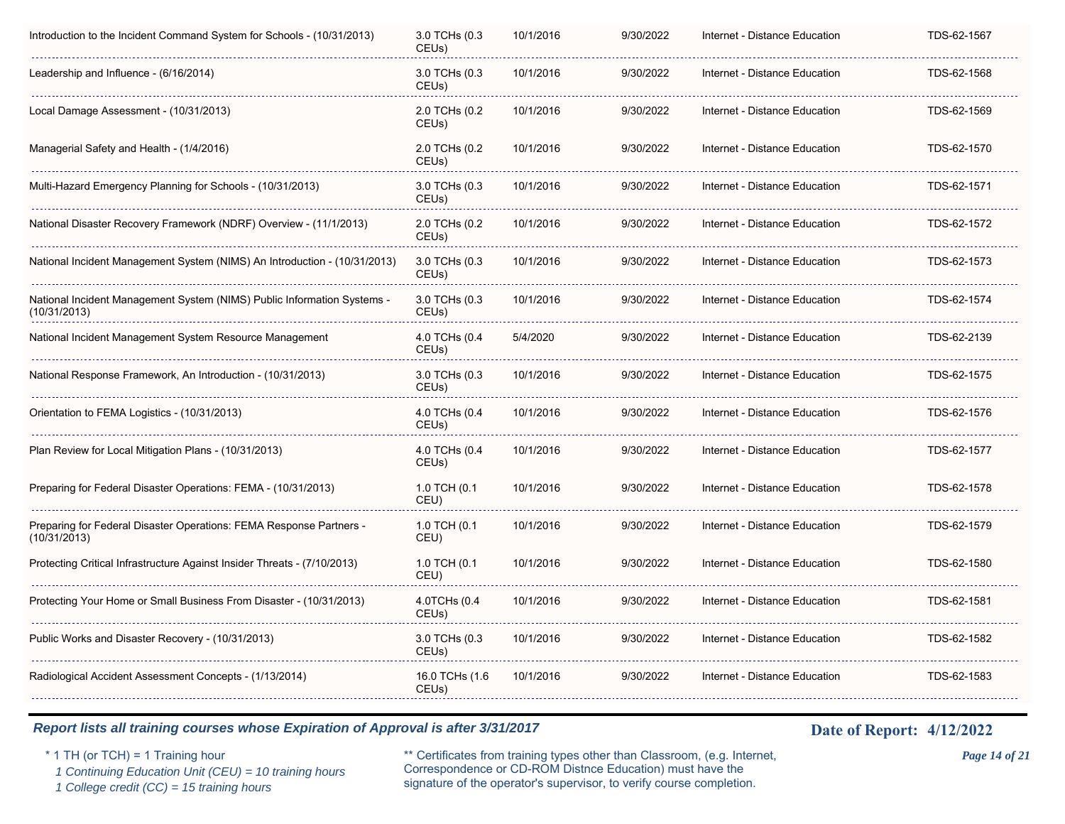| Introduction to the Incident Command System for Schools - (10/31/2013) | 3.0 TCHs (0.3 CEUs) | 10/1/2016 | 9/30/2022 | Internet - Distance Education | TDS-62-1567 |
|---|---|---|---|---|---|
| Leadership and Influence - (6/16/2014) | 3.0 TCHs (0.3 CEUs) | 10/1/2016 | 9/30/2022 | Internet - Distance Education | TDS-62-1568 |
| Local Damage Assessment - (10/31/2013) | 2.0 TCHs (0.2 CEUs) | 10/1/2016 | 9/30/2022 | Internet - Distance Education | TDS-62-1569 |
| Managerial Safety and Health - (1/4/2016) | 2.0 TCHs (0.2 CEUs) | 10/1/2016 | 9/30/2022 | Internet - Distance Education | TDS-62-1570 |
| Multi-Hazard Emergency Planning for Schools - (10/31/2013) | 3.0 TCHs (0.3 CEUs) | 10/1/2016 | 9/30/2022 | Internet - Distance Education | TDS-62-1571 |
| National Disaster Recovery Framework (NDRF) Overview - (11/1/2013) | 2.0 TCHs (0.2 CEUs) | 10/1/2016 | 9/30/2022 | Internet - Distance Education | TDS-62-1572 |
| National Incident Management System (NIMS) An Introduction - (10/31/2013) | 3.0 TCHs (0.3 CEUs) | 10/1/2016 | 9/30/2022 | Internet - Distance Education | TDS-62-1573 |
| National Incident Management System (NIMS) Public Information Systems - (10/31/2013) | 3.0 TCHs (0.3 CEUs) | 10/1/2016 | 9/30/2022 | Internet - Distance Education | TDS-62-1574 |
| National Incident Management System Resource Management | 4.0 TCHs (0.4 CEUs) | 5/4/2020 | 9/30/2022 | Internet - Distance Education | TDS-62-2139 |
| National Response Framework, An Introduction - (10/31/2013) | 3.0 TCHs (0.3 CEUs) | 10/1/2016 | 9/30/2022 | Internet - Distance Education | TDS-62-1575 |
| Orientation to FEMA Logistics - (10/31/2013) | 4.0 TCHs (0.4 CEUs) | 10/1/2016 | 9/30/2022 | Internet - Distance Education | TDS-62-1576 |
| Plan Review for Local Mitigation Plans - (10/31/2013) | 4.0 TCHs (0.4 CEUs) | 10/1/2016 | 9/30/2022 | Internet - Distance Education | TDS-62-1577 |
| Preparing for Federal Disaster Operations: FEMA - (10/31/2013) | 1.0 TCH (0.1 CEU) | 10/1/2016 | 9/30/2022 | Internet - Distance Education | TDS-62-1578 |
| Preparing for Federal Disaster Operations: FEMA Response Partners - (10/31/2013) | 1.0 TCH (0.1 CEU) | 10/1/2016 | 9/30/2022 | Internet - Distance Education | TDS-62-1579 |
| Protecting Critical Infrastructure Against Insider Threats - (7/10/2013) | 1.0 TCH (0.1 CEU) | 10/1/2016 | 9/30/2022 | Internet - Distance Education | TDS-62-1580 |
| Protecting Your Home or Small Business From Disaster - (10/31/2013) | 4.0TCHs (0.4 CEUs) | 10/1/2016 | 9/30/2022 | Internet - Distance Education | TDS-62-1581 |
| Public Works and Disaster Recovery - (10/31/2013) | 3.0 TCHs (0.3 CEUs) | 10/1/2016 | 9/30/2022 | Internet - Distance Education | TDS-62-1582 |
| Radiological Accident Assessment Concepts - (1/13/2014) | 16.0 TCHs (1.6 CEUs) | 10/1/2016 | 9/30/2022 | Internet - Distance Education | TDS-62-1583 |

***Report lists all training courses whose Expiration of Approval is after 3/31/2017***

**Date of Report: 4/12/2022**

\* 1 TH (or TCH) = 1 Training hour
*1 Continuing Education Unit (CEU) = 10 training hours*
*1 College credit (CC) = 15 training hours*

** Certificates from training types other than Classroom, (e.g. Internet, Correspondence or CD-ROM Distnce Education) must have the signature of the operator's supervisor, to verify course completion.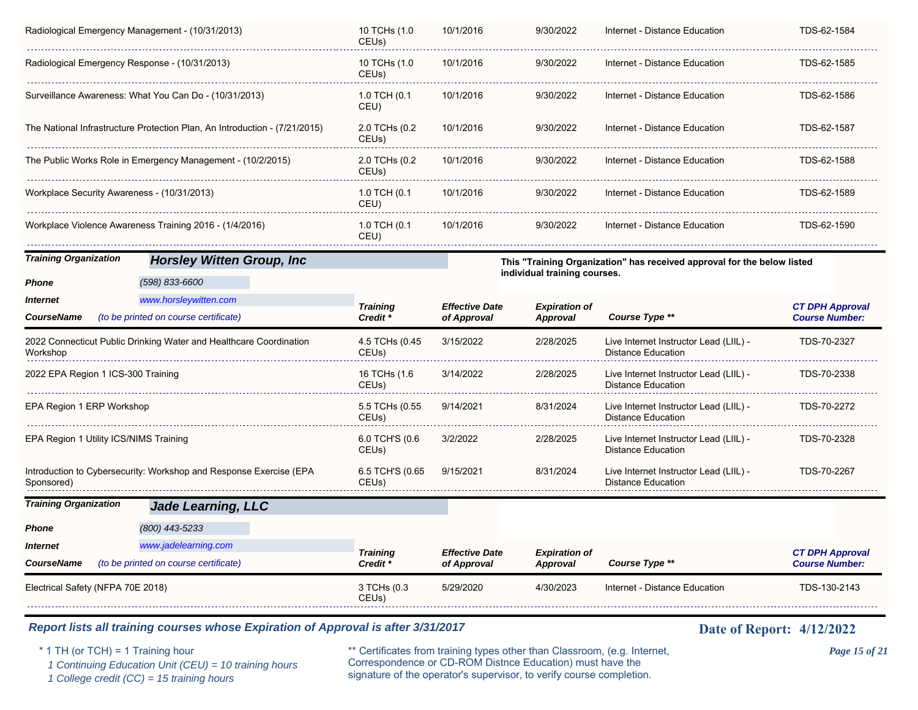| CourseName | Training Credit * | Effective Date of Approval | Expiration of Approval | Course Type ** | CT DPH Approval Course Number: |
|---|---|---|---|---|---|
| Radiological Emergency Management - (10/31/2013) | 10 TCHs (1.0 CEUs) | 10/1/2016 | 9/30/2022 | Internet - Distance Education | TDS-62-1584 |
| Radiological Emergency Response - (10/31/2013) | 10 TCHs (1.0 CEUs) | 10/1/2016 | 9/30/2022 | Internet - Distance Education | TDS-62-1585 |
| Surveillance Awareness: What You Can Do - (10/31/2013) | 1.0 TCH (0.1 CEU) | 10/1/2016 | 9/30/2022 | Internet - Distance Education | TDS-62-1586 |
| The National Infrastructure Protection Plan, An Introduction - (7/21/2015) | 2.0 TCHs (0.2 CEUs) | 10/1/2016 | 9/30/2022 | Internet - Distance Education | TDS-62-1587 |
| The Public Works Role in Emergency Management - (10/2/2015) | 2.0 TCHs (0.2 CEUs) | 10/1/2016 | 9/30/2022 | Internet - Distance Education | TDS-62-1588 |
| Workplace Security Awareness - (10/31/2013) | 1.0 TCH (0.1 CEU) | 10/1/2016 | 9/30/2022 | Internet - Distance Education | TDS-62-1589 |
| Workplace Violence Awareness Training 2016 - (1/4/2016) | 1.0 TCH (0.1 CEU) | 10/1/2016 | 9/30/2022 | Internet - Distance Education | TDS-62-1590 |

**Training Organization** **Horsley Witten Group, Inc**

**Phone** *(598) 833-6600*

**Internet** *www.horsleywitten.com*

This "Training Organization" has received approval for the below listed individual training courses.

| CourseName *(to be printed on course certificate)* | Training Credit * | Effective Date of Approval | Expiration of Approval | Course Type ** | CT DPH Approval Course Number: |
|---|---|---|---|---|---|
| 2022 Connecticut Public Drinking Water and Healthcare Coordination Workshop | 4.5 TCHs (0.45 CEUs) | 3/15/2022 | 2/28/2025 | Live Internet Instructor Lead (LIIL) - Distance Education | TDS-70-2327 |
| 2022 EPA Region 1 ICS-300 Training | 16 TCHs (1.6 CEUs) | 3/14/2022 | 2/28/2025 | Live Internet Instructor Lead (LIIL) - Distance Education | TDS-70-2338 |
| EPA Region 1 ERP Workshop | 5.5 TCHs (0.55 CEUs) | 9/14/2021 | 8/31/2024 | Live Internet Instructor Lead (LIIL) - Distance Education | TDS-70-2272 |
| EPA Region 1 Utility ICS/NIMS Training | 6.0 TCH'S (0.6 CEUs) | 3/2/2022 | 2/28/2025 | Live Internet Instructor Lead (LIIL) - Distance Education | TDS-70-2328 |
| Introduction to Cybersecurity: Workshop and Response Exercise (EPA Sponsored) | 6.5 TCH'S (0.65 CEUs) | 9/15/2021 | 8/31/2024 | Live Internet Instructor Lead (LIIL) - Distance Education | TDS-70-2267 |

**Training Organization** **Jade Learning, LLC**

**Phone** *(800) 443-5233*

**Internet** *www.jadelearning.com*

| CourseName *(to be printed on course certificate)* | Training Credit * | Effective Date of Approval | Expiration of Approval | Course Type ** | CT DPH Approval Course Number: |
|---|---|---|---|---|---|
| Electrical Safety (NFPA 70E 2018) | 3 TCHs (0.3 CEUs) | 5/29/2020 | 4/30/2023 | Internet - Distance Education | TDS-130-2143 |

*Report lists all training courses whose Expiration of Approval is after 3/31/2017*

**Date of Report: 4/12/2022**

\* 1 TH (or TCH) = 1 Training hour
*1 Continuing Education Unit (CEU) = 10 training hours*
*1 College credit (CC) = 15 training hours*

** Certificates from training types other than Classroom, (e.g. Internet, Correspondence or CD-ROM Distnce Education) must have the signature of the operator's supervisor, to verify course completion.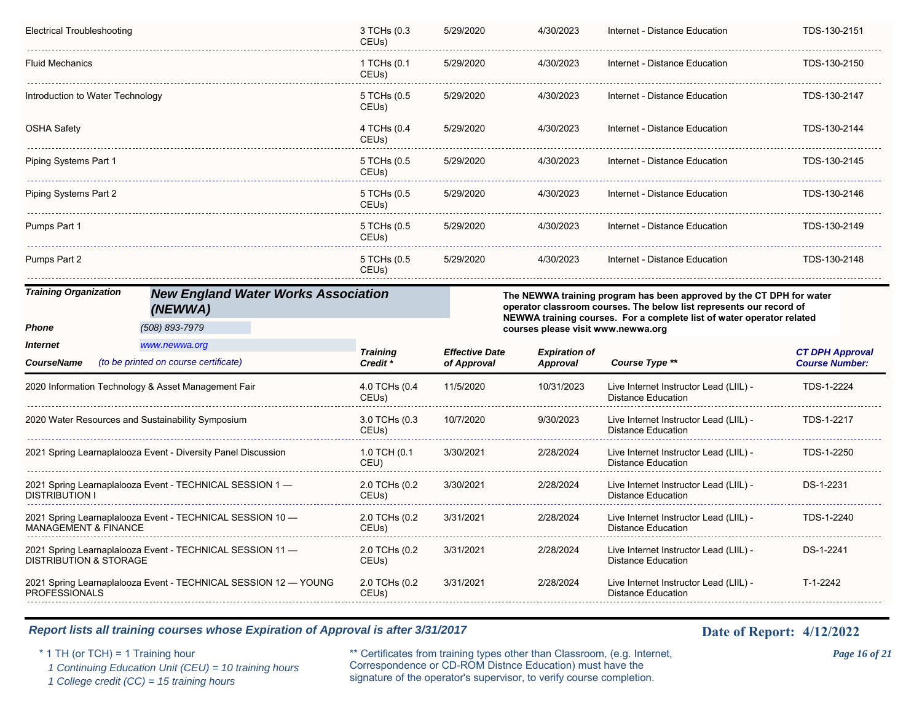| | | | | | |
|---|---|---|---|---|---|
| Electrical Troubleshooting | 3 TCHs (0.3 CEUs) | 5/29/2020 | 4/30/2023 | Internet - Distance Education | TDS-130-2151 |
| Fluid Mechanics | 1 TCHs (0.1 CEUs) | 5/29/2020 | 4/30/2023 | Internet - Distance Education | TDS-130-2150 |
| Introduction to Water Technology | 5 TCHs (0.5 CEUs) | 5/29/2020 | 4/30/2023 | Internet - Distance Education | TDS-130-2147 |
| OSHA Safety | 4 TCHs (0.4 CEUs) | 5/29/2020 | 4/30/2023 | Internet - Distance Education | TDS-130-2144 |
| Piping Systems Part 1 | 5 TCHs (0.5 CEUs) | 5/29/2020 | 4/30/2023 | Internet - Distance Education | TDS-130-2145 |
| Piping Systems Part 2 | 5 TCHs (0.5 CEUs) | 5/29/2020 | 4/30/2023 | Internet - Distance Education | TDS-130-2146 |
| Pumps Part 1 | 5 TCHs (0.5 CEUs) | 5/29/2020 | 4/30/2023 | Internet - Distance Education | TDS-130-2149 |
| Pumps Part 2 | 5 TCHs (0.5 CEUs) | 5/29/2020 | 4/30/2023 | Internet - Distance Education | TDS-130-2148 |

***Training Organization*** ***New England Water Works Association (NEWWA)***

***Phone*** *(508) 893-7979*

***Internet*** *www.newwa.org*

**The NEWWA training program has been approved by the CT DPH for water operator classroom courses. The below list represents our record of NEWWA training courses. For a complete list of water operator related courses please visit www.newwa.org**

| ***CourseName*** *(to be printed on course certificate)* | ***Training Credit **** | ***Effective Date of Approval*** | ***Expiration of Approval*** | ***Course Type ***** | ***CT DPH Approval Course Number:*** |
|---|---|---|---|---|---|
| 2020 Information Technology & Asset Management Fair | 4.0 TCHs (0.4 CEUs) | 11/5/2020 | 10/31/2023 | Live Internet Instructor Lead (LIIL) - Distance Education | TDS-1-2224 |
| 2020 Water Resources and Sustainability Symposium | 3.0 TCHs (0.3 CEUs) | 10/7/2020 | 9/30/2023 | Live Internet Instructor Lead (LIIL) - Distance Education | TDS-1-2217 |
| 2021 Spring Learnaplalooza Event - Diversity Panel Discussion | 1.0 TCH (0.1 CEU) | 3/30/2021 | 2/28/2024 | Live Internet Instructor Lead (LIIL) - Distance Education | TDS-1-2250 |
| 2021 Spring Learnaplalooza Event - TECHNICAL SESSION 1 — DISTRIBUTION I | 2.0 TCHs (0.2 CEUs) | 3/30/2021 | 2/28/2024 | Live Internet Instructor Lead (LIIL) - Distance Education | DS-1-2231 |
| 2021 Spring Learnaplalooza Event - TECHNICAL SESSION 10 — MANAGEMENT & FINANCE | 2.0 TCHs (0.2 CEUs) | 3/31/2021 | 2/28/2024 | Live Internet Instructor Lead (LIIL) - Distance Education | TDS-1-2240 |
| 2021 Spring Learnaplalooza Event - TECHNICAL SESSION 11 — DISTRIBUTION & STORAGE | 2.0 TCHs (0.2 CEUs) | 3/31/2021 | 2/28/2024 | Live Internet Instructor Lead (LIIL) - Distance Education | DS-1-2241 |
| 2021 Spring Learnaplalooza Event - TECHNICAL SESSION 12 — YOUNG PROFESSIONALS | 2.0 TCHs (0.2 CEUs) | 3/31/2021 | 2/28/2024 | Live Internet Instructor Lead (LIIL) - Distance Education | T-1-2242 |

***Report lists all training courses whose Expiration of Approval is after 3/31/2017***

**Date of Report: 4/12/2022**

\* 1 TH (or TCH) = 1 Training hour
*1 Continuing Education Unit (CEU) = 10 training hours*
*1 College credit (CC) = 15 training hours*

** Certificates from training types other than Classroom, (e.g. Internet, Correspondence or CD-ROM Distnce Education) must have the signature of the operator's supervisor, to verify course completion.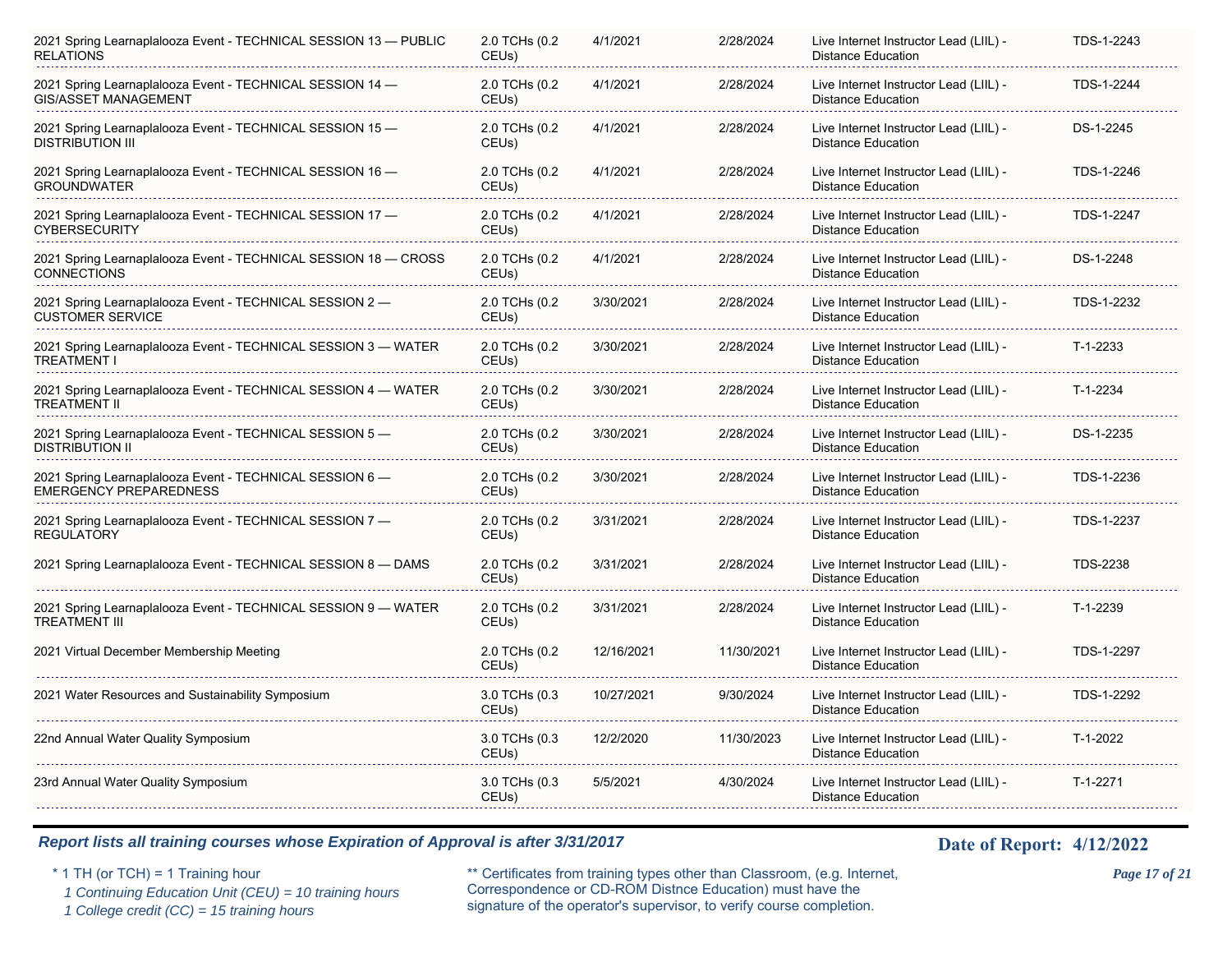| | | | | | |
|---|---|---|---|---|---|
| 2021 Spring Learnaplalooza Event - TECHNICAL SESSION 13 — PUBLIC RELATIONS | 2.0 TCHs (0.2 CEUs) | 4/1/2021 | 2/28/2024 | Live Internet Instructor Lead (LIIL) - Distance Education | TDS-1-2243 |
| 2021 Spring Learnaplalooza Event - TECHNICAL SESSION 14 — GIS/ASSET MANAGEMENT | 2.0 TCHs (0.2 CEUs) | 4/1/2021 | 2/28/2024 | Live Internet Instructor Lead (LIIL) - Distance Education | TDS-1-2244 |
| 2021 Spring Learnaplalooza Event - TECHNICAL SESSION 15 — DISTRIBUTION III | 2.0 TCHs (0.2 CEUs) | 4/1/2021 | 2/28/2024 | Live Internet Instructor Lead (LIIL) - Distance Education | DS-1-2245 |
| 2021 Spring Learnaplalooza Event - TECHNICAL SESSION 16 — GROUNDWATER | 2.0 TCHs (0.2 CEUs) | 4/1/2021 | 2/28/2024 | Live Internet Instructor Lead (LIIL) - Distance Education | TDS-1-2246 |
| 2021 Spring Learnaplalooza Event - TECHNICAL SESSION 17 — CYBERSECURITY | 2.0 TCHs (0.2 CEUs) | 4/1/2021 | 2/28/2024 | Live Internet Instructor Lead (LIIL) - Distance Education | TDS-1-2247 |
| 2021 Spring Learnaplalooza Event - TECHNICAL SESSION 18 — CROSS CONNECTIONS | 2.0 TCHs (0.2 CEUs) | 4/1/2021 | 2/28/2024 | Live Internet Instructor Lead (LIIL) - Distance Education | DS-1-2248 |
| 2021 Spring Learnaplalooza Event - TECHNICAL SESSION 2 — CUSTOMER SERVICE | 2.0 TCHs (0.2 CEUs) | 3/30/2021 | 2/28/2024 | Live Internet Instructor Lead (LIIL) - Distance Education | TDS-1-2232 |
| 2021 Spring Learnaplalooza Event - TECHNICAL SESSION 3 — WATER TREATMENT I | 2.0 TCHs (0.2 CEUs) | 3/30/2021 | 2/28/2024 | Live Internet Instructor Lead (LIIL) - Distance Education | T-1-2233 |
| 2021 Spring Learnaplalooza Event - TECHNICAL SESSION 4 — WATER TREATMENT II | 2.0 TCHs (0.2 CEUs) | 3/30/2021 | 2/28/2024 | Live Internet Instructor Lead (LIIL) - Distance Education | T-1-2234 |
| 2021 Spring Learnaplalooza Event - TECHNICAL SESSION 5 — DISTRIBUTION II | 2.0 TCHs (0.2 CEUs) | 3/30/2021 | 2/28/2024 | Live Internet Instructor Lead (LIIL) - Distance Education | DS-1-2235 |
| 2021 Spring Learnaplalooza Event - TECHNICAL SESSION 6 — EMERGENCY PREPAREDNESS | 2.0 TCHs (0.2 CEUs) | 3/30/2021 | 2/28/2024 | Live Internet Instructor Lead (LIIL) - Distance Education | TDS-1-2236 |
| 2021 Spring Learnaplalooza Event - TECHNICAL SESSION 7 — REGULATORY | 2.0 TCHs (0.2 CEUs) | 3/31/2021 | 2/28/2024 | Live Internet Instructor Lead (LIIL) - Distance Education | TDS-1-2237 |
| 2021 Spring Learnaplalooza Event - TECHNICAL SESSION 8 — DAMS | 2.0 TCHs (0.2 CEUs) | 3/31/2021 | 2/28/2024 | Live Internet Instructor Lead (LIIL) - Distance Education | TDS-2238 |
| 2021 Spring Learnaplalooza Event - TECHNICAL SESSION 9 — WATER TREATMENT III | 2.0 TCHs (0.2 CEUs) | 3/31/2021 | 2/28/2024 | Live Internet Instructor Lead (LIIL) - Distance Education | T-1-2239 |
| 2021 Virtual December Membership Meeting | 2.0 TCHs (0.2 CEUs) | 12/16/2021 | 11/30/2021 | Live Internet Instructor Lead (LIIL) - Distance Education | TDS-1-2297 |
| 2021 Water Resources and Sustainability Symposium | 3.0 TCHs (0.3 CEUs) | 10/27/2021 | 9/30/2024 | Live Internet Instructor Lead (LIIL) - Distance Education | TDS-1-2292 |
| 22nd Annual Water Quality Symposium | 3.0 TCHs (0.3 CEUs) | 12/2/2020 | 11/30/2023 | Live Internet Instructor Lead (LIIL) - Distance Education | T-1-2022 |
| 23rd Annual Water Quality Symposium | 3.0 TCHs (0.3 CEUs) | 5/5/2021 | 4/30/2024 | Live Internet Instructor Lead (LIIL) - Distance Education | T-1-2271 |

***Report lists all training courses whose Expiration of Approval is after 3/31/2017***

**Date of Report: 4/12/2022**

\* 1 TH (or TCH) = 1 Training hour
*1 Continuing Education Unit (CEU) = 10 training hours*
*1 College credit (CC) = 15 training hours*

** Certificates from training types other than Classroom, (e.g. Internet, Correspondence or CD-ROM Distnce Education) must have the signature of the operator's supervisor, to verify course completion.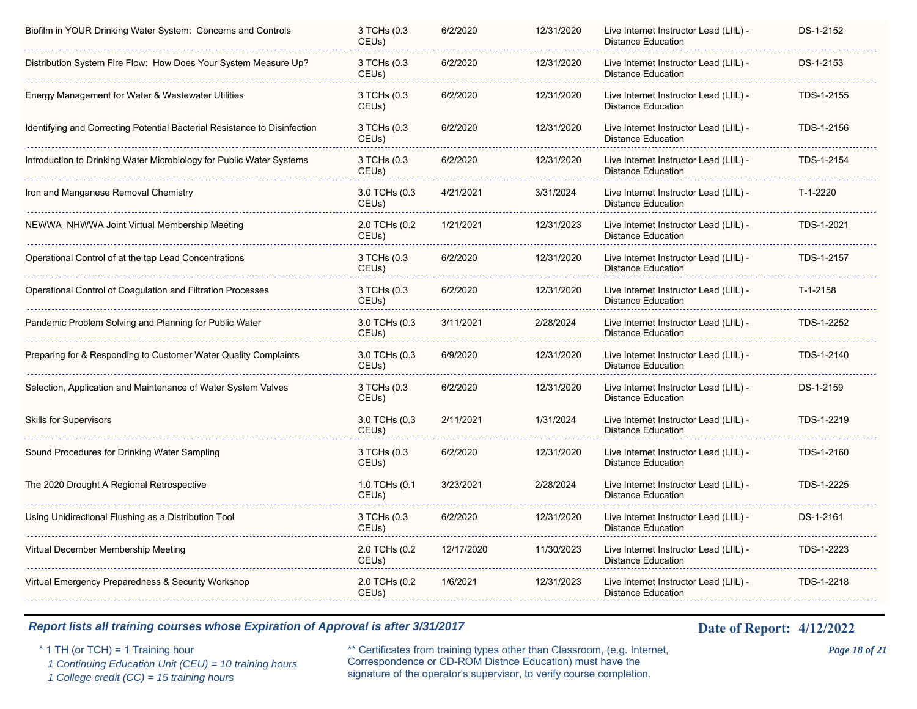| Biofilm in YOUR Drinking Water System: Concerns and Controls | 3 TCHs (0.3 CEUs) | 6/2/2020 | 12/31/2020 | Live Internet Instructor Lead (LIIL) - Distance Education | DS-1-2152 |
|---|---|---|---|---|---|
| Distribution System Fire Flow: How Does Your System Measure Up? | 3 TCHs (0.3 CEUs) | 6/2/2020 | 12/31/2020 | Live Internet Instructor Lead (LIIL) - Distance Education | DS-1-2153 |
| Energy Management for Water & Wastewater Utilities | 3 TCHs (0.3 CEUs) | 6/2/2020 | 12/31/2020 | Live Internet Instructor Lead (LIIL) - Distance Education | TDS-1-2155 |
| Identifying and Correcting Potential Bacterial Resistance to Disinfection | 3 TCHs (0.3 CEUs) | 6/2/2020 | 12/31/2020 | Live Internet Instructor Lead (LIIL) - Distance Education | TDS-1-2156 |
| Introduction to Drinking Water Microbiology for Public Water Systems | 3 TCHs (0.3 CEUs) | 6/2/2020 | 12/31/2020 | Live Internet Instructor Lead (LIIL) - Distance Education | TDS-1-2154 |
| Iron and Manganese Removal Chemistry | 3.0 TCHs (0.3 CEUs) | 4/21/2021 | 3/31/2024 | Live Internet Instructor Lead (LIIL) - Distance Education | T-1-2220 |
| NEWWA NHWWA Joint Virtual Membership Meeting | 2.0 TCHs (0.2 CEUs) | 1/21/2021 | 12/31/2023 | Live Internet Instructor Lead (LIIL) - Distance Education | TDS-1-2021 |
| Operational Control of at the tap Lead Concentrations | 3 TCHs (0.3 CEUs) | 6/2/2020 | 12/31/2020 | Live Internet Instructor Lead (LIIL) - Distance Education | TDS-1-2157 |
| Operational Control of Coagulation and Filtration Processes | 3 TCHs (0.3 CEUs) | 6/2/2020 | 12/31/2020 | Live Internet Instructor Lead (LIIL) - Distance Education | T-1-2158 |
| Pandemic Problem Solving and Planning for Public Water | 3.0 TCHs (0.3 CEUs) | 3/11/2021 | 2/28/2024 | Live Internet Instructor Lead (LIIL) - Distance Education | TDS-1-2252 |
| Preparing for & Responding to Customer Water Quality Complaints | 3.0 TCHs (0.3 CEUs) | 6/9/2020 | 12/31/2020 | Live Internet Instructor Lead (LIIL) - Distance Education | TDS-1-2140 |
| Selection, Application and Maintenance of Water System Valves | 3 TCHs (0.3 CEUs) | 6/2/2020 | 12/31/2020 | Live Internet Instructor Lead (LIIL) - Distance Education | DS-1-2159 |
| Skills for Supervisors | 3.0 TCHs (0.3 CEUs) | 2/11/2021 | 1/31/2024 | Live Internet Instructor Lead (LIIL) - Distance Education | TDS-1-2219 |
| Sound Procedures for Drinking Water Sampling | 3 TCHs (0.3 CEUs) | 6/2/2020 | 12/31/2020 | Live Internet Instructor Lead (LIIL) - Distance Education | TDS-1-2160 |
| The 2020 Drought A Regional Retrospective | 1.0 TCHs (0.1 CEUs) | 3/23/2021 | 2/28/2024 | Live Internet Instructor Lead (LIIL) - Distance Education | TDS-1-2225 |
| Using Unidirectional Flushing as a Distribution Tool | 3 TCHs (0.3 CEUs) | 6/2/2020 | 12/31/2020 | Live Internet Instructor Lead (LIIL) - Distance Education | DS-1-2161 |
| Virtual December Membership Meeting | 2.0 TCHs (0.2 CEUs) | 12/17/2020 | 11/30/2023 | Live Internet Instructor Lead (LIIL) - Distance Education | TDS-1-2223 |
| Virtual Emergency Preparedness & Security Workshop | 2.0 TCHs (0.2 CEUs) | 1/6/2021 | 12/31/2023 | Live Internet Instructor Lead (LIIL) - Distance Education | TDS-1-2218 |

***Report lists all training courses whose Expiration of Approval is after 3/31/2017***

**Date of Report: 4/12/2022**

\* 1 TH (or TCH) = 1 Training hour
*1 Continuing Education Unit (CEU) = 10 training hours*
*1 College credit (CC) = 15 training hours*

** Certificates from training types other than Classroom, (e.g. Internet, Correspondence or CD-ROM Distnce Education) must have the signature of the operator's supervisor, to verify course completion.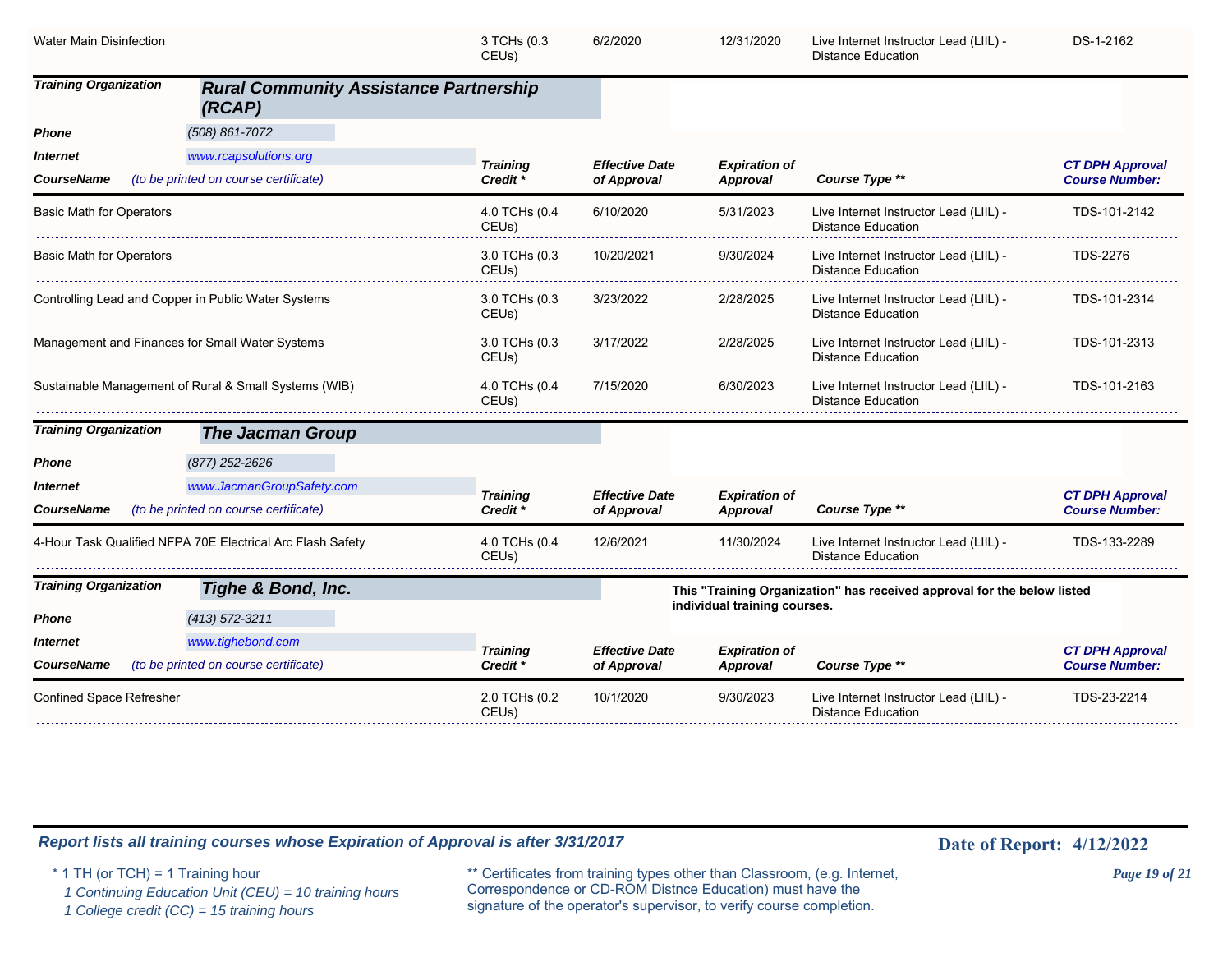| Course Name | Training Credit * | Effective Date of Approval | Expiration of Approval | Course Type ** | CT DPH Approval Course Number: |
|---|---|---|---|---|---|
| Water Main Disinfection | 3 TCHs (0.3 CEUs) | 6/2/2020 | 12/31/2020 | Live Internet Instructor Lead (LIIL) - Distance Education | DS-1-2162 |

**Training Organization** **Rural Community Assistance Partnership (RCAP)**

**Phone** (508) 861-7072

**Internet** www.rcapsolutions.org

| CourseName (to be printed on course certificate) | Training Credit * | Effective Date of Approval | Expiration of Approval | Course Type ** | CT DPH Approval Course Number: |
|---|---|---|---|---|---|
| Basic Math for Operators | 4.0 TCHs (0.4 CEUs) | 6/10/2020 | 5/31/2023 | Live Internet Instructor Lead (LIIL) - Distance Education | TDS-101-2142 |
| Basic Math for Operators | 3.0 TCHs (0.3 CEUs) | 10/20/2021 | 9/30/2024 | Live Internet Instructor Lead (LIIL) - Distance Education | TDS-2276 |
| Controlling Lead and Copper in Public Water Systems | 3.0 TCHs (0.3 CEUs) | 3/23/2022 | 2/28/2025 | Live Internet Instructor Lead (LIIL) - Distance Education | TDS-101-2314 |
| Management and Finances for Small Water Systems | 3.0 TCHs (0.3 CEUs) | 3/17/2022 | 2/28/2025 | Live Internet Instructor Lead (LIIL) - Distance Education | TDS-101-2313 |
| Sustainable Management of Rural & Small Systems (WIB) | 4.0 TCHs (0.4 CEUs) | 7/15/2020 | 6/30/2023 | Live Internet Instructor Lead (LIIL) - Distance Education | TDS-101-2163 |

**Training Organization** **The Jacman Group**

**Phone** (877) 252-2626

**Internet** www.JacmanGroupSafety.com

| CourseName (to be printed on course certificate) | Training Credit * | Effective Date of Approval | Expiration of Approval | Course Type ** | CT DPH Approval Course Number: |
|---|---|---|---|---|---|
| 4-Hour Task Qualified NFPA 70E Electrical Arc Flash Safety | 4.0 TCHs (0.4 CEUs) | 12/6/2021 | 11/30/2024 | Live Internet Instructor Lead (LIIL) - Distance Education | TDS-133-2289 |

**Training Organization** **Tighe & Bond, Inc.**

**This "Training Organization" has received approval for the below listed individual training courses.**

**Phone** (413) 572-3211

**Internet** www.tighebond.com

| CourseName (to be printed on course certificate) | Training Credit * | Effective Date of Approval | Expiration of Approval | Course Type ** | CT DPH Approval Course Number: |
|---|---|---|---|---|---|
| Confined Space Refresher | 2.0 TCHs (0.2 CEUs) | 10/1/2020 | 9/30/2023 | Live Internet Instructor Lead (LIIL) - Distance Education | TDS-23-2214 |

*Report lists all training courses whose Expiration of Approval is after 3/31/2017*

**Date of Report: 4/12/2022**

\* 1 TH (or TCH) = 1 Training hour
*1 Continuing Education Unit (CEU) = 10 training hours*
*1 College credit (CC) = 15 training hours*

** Certificates from training types other than Classroom, (e.g. Internet, Correspondence or CD-ROM Distnce Education) must have the signature of the operator's supervisor, to verify course completion.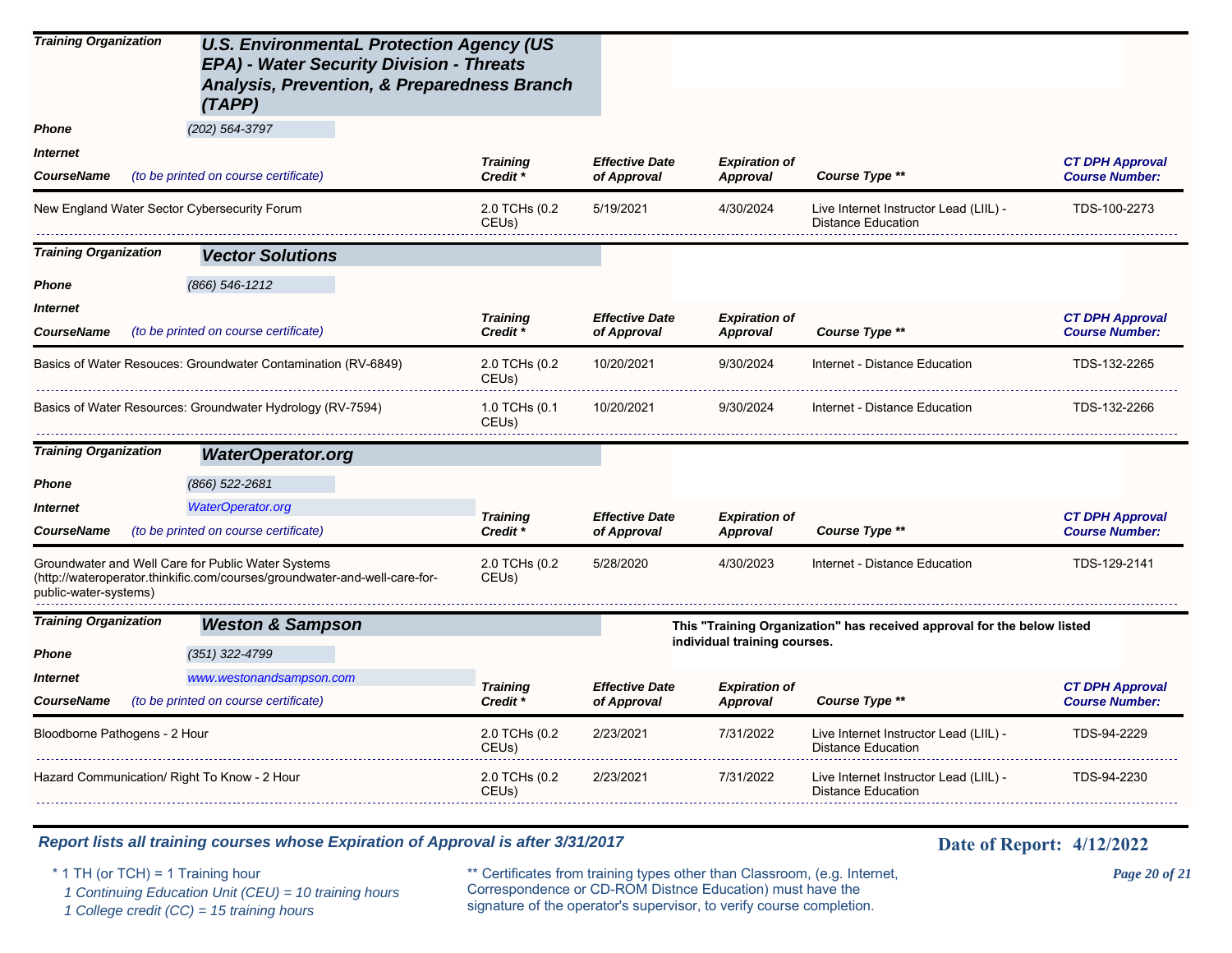**Training Organization** **U.S. EnvironmentaL Protection Agency (US EPA) - Water Security Division - Threats Analysis, Prevention, & Preparedness Branch (TAPP)**

**Phone** (202) 564-3797

**Internet**

| CourseName (to be printed on course certificate) | Training Credit * | Effective Date of Approval | Expiration of Approval | Course Type ** | CT DPH Approval Course Number: |
|---|---|---|---|---|---|
| New England Water Sector Cybersecurity Forum | 2.0 TCHs (0.2 CEUs) | 5/19/2021 | 4/30/2024 | Live Internet Instructor Lead (LIIL) - Distance Education | TDS-100-2273 |

**Training Organization** **Vector Solutions**

**Phone** (866) 546-1212

**Internet**

| CourseName (to be printed on course certificate) | Training Credit * | Effective Date of Approval | Expiration of Approval | Course Type ** | CT DPH Approval Course Number: |
|---|---|---|---|---|---|
| Basics of Water Resouces: Groundwater Contamination (RV-6849) | 2.0 TCHs (0.2 CEUs) | 10/20/2021 | 9/30/2024 | Internet - Distance Education | TDS-132-2265 |
| Basics of Water Resources: Groundwater Hydrology (RV-7594) | 1.0 TCHs (0.1 CEUs) | 10/20/2021 | 9/30/2024 | Internet - Distance Education | TDS-132-2266 |

**Training Organization** **WaterOperator.org**

**Phone** (866) 522-2681

**Internet** WaterOperator.org

| CourseName (to be printed on course certificate) | Training Credit * | Effective Date of Approval | Expiration of Approval | Course Type ** | CT DPH Approval Course Number: |
|---|---|---|---|---|---|
| Groundwater and Well Care for Public Water Systems (http://wateroperator.thinkific.com/courses/groundwater-and-well-care-for-public-water-systems) | 2.0 TCHs (0.2 CEUs) | 5/28/2020 | 4/30/2023 | Internet - Distance Education | TDS-129-2141 |

**Training Organization** **Weston & Sampson**

**This "Training Organization" has received approval for the below listed individual training courses.**

**Phone** (351) 322-4799

**Internet** www.westonandsampson.com

| CourseName (to be printed on course certificate) | Training Credit * | Effective Date of Approval | Expiration of Approval | Course Type ** | CT DPH Approval Course Number: |
|---|---|---|---|---|---|
| Bloodborne Pathogens - 2 Hour | 2.0 TCHs (0.2 CEUs) | 2/23/2021 | 7/31/2022 | Live Internet Instructor Lead (LIIL) - Distance Education | TDS-94-2229 |
| Hazard Communication/ Right To Know - 2 Hour | 2.0 TCHs (0.2 CEUs) | 2/23/2021 | 7/31/2022 | Live Internet Instructor Lead (LIIL) - Distance Education | TDS-94-2230 |

*Report lists all training courses whose Expiration of Approval is after 3/31/2017*

**Date of Report: 4/12/2022**

\* 1 TH (or TCH) = 1 Training hour
*1 Continuing Education Unit (CEU) = 10 training hours*
*1 College credit (CC) = 15 training hours*

** Certificates from training types other than Classroom, (e.g. Internet, Correspondence or CD-ROM Distnce Education) must have the signature of the operator's supervisor, to verify course completion.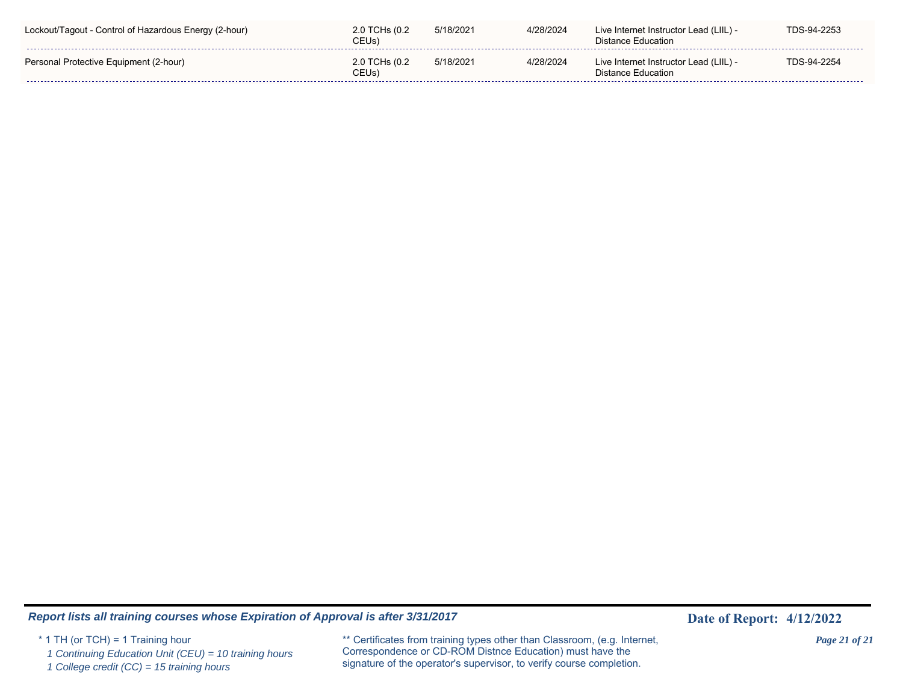| | | | | | |
|---|---|---|---|---|---|
| Lockout/Tagout - Control of Hazardous Energy (2-hour) | 2.0 TCHs (0.2 CEUs) | 5/18/2021 | 4/28/2024 | Live Internet Instructor Lead (LIIL) - Distance Education | TDS-94-2253 |
| Personal Protective Equipment (2-hour) | 2.0 TCHs (0.2 CEUs) | 5/18/2021 | 4/28/2024 | Live Internet Instructor Lead (LIIL) - Distance Education | TDS-94-2254 |

***Report lists all training courses whose Expiration of Approval is after 3/31/2017***

**Date of Report: 4/12/2022**

\* 1 TH (or TCH) = 1 Training hour
*1 Continuing Education Unit (CEU) = 10 training hours*
*1 College credit (CC) = 15 training hours*

** Certificates from training types other than Classroom, (e.g. Internet, Correspondence or CD-ROM Distnce Education) must have the signature of the operator's supervisor, to verify course completion.